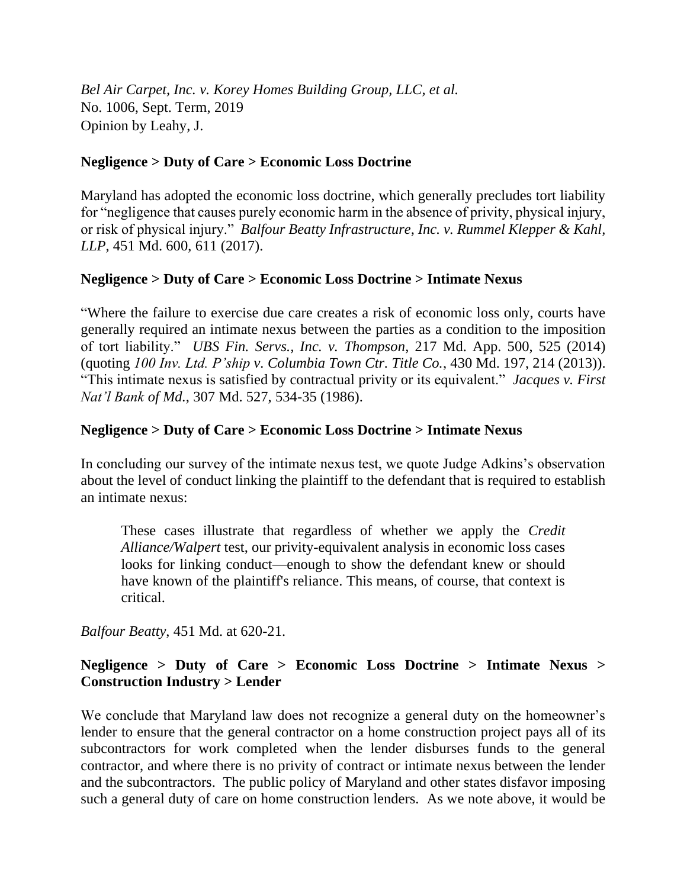*Bel Air Carpet, Inc. v. Korey Homes Building Group, LLC, et al.*
No. 1006, Sept. Term, 2019
Opinion by Leahy, J.

**Negligence > Duty of Care > Economic Loss Doctrine**

Maryland has adopted the economic loss doctrine, which generally precludes tort liability for "negligence that causes purely economic harm in the absence of privity, physical injury, or risk of physical injury." *Balfour Beatty Infrastructure, Inc. v. Rummel Klepper & Kahl, LLP*, 451 Md. 600, 611 (2017).

**Negligence > Duty of Care > Economic Loss Doctrine > Intimate Nexus**

"Where the failure to exercise due care creates a risk of economic loss only, courts have generally required an intimate nexus between the parties as a condition to the imposition of tort liability." *UBS Fin. Servs., Inc. v. Thompson*, 217 Md. App. 500, 525 (2014) (quoting *100 Inv. Ltd. P'ship v. Columbia Town Ctr. Title Co.*, 430 Md. 197, 214 (2013)). "This intimate nexus is satisfied by contractual privity or its equivalent." *Jacques v. First Nat'l Bank of Md.*, 307 Md. 527, 534-35 (1986).

**Negligence > Duty of Care > Economic Loss Doctrine > Intimate Nexus**

In concluding our survey of the intimate nexus test, we quote Judge Adkins's observation about the level of conduct linking the plaintiff to the defendant that is required to establish an intimate nexus:

> These cases illustrate that regardless of whether we apply the *Credit Alliance/Walpert* test, our privity-equivalent analysis in economic loss cases looks for linking conduct—enough to show the defendant knew or should have known of the plaintiff's reliance. This means, of course, that context is critical.

*Balfour Beatty*, 451 Md. at 620-21.

**Negligence > Duty of Care > Economic Loss Doctrine > Intimate Nexus > Construction Industry > Lender**

We conclude that Maryland law does not recognize a general duty on the homeowner's lender to ensure that the general contractor on a home construction project pays all of its subcontractors for work completed when the lender disburses funds to the general contractor, and where there is no privity of contract or intimate nexus between the lender and the subcontractors. The public policy of Maryland and other states disfavor imposing such a general duty of care on home construction lenders. As we note above, it would be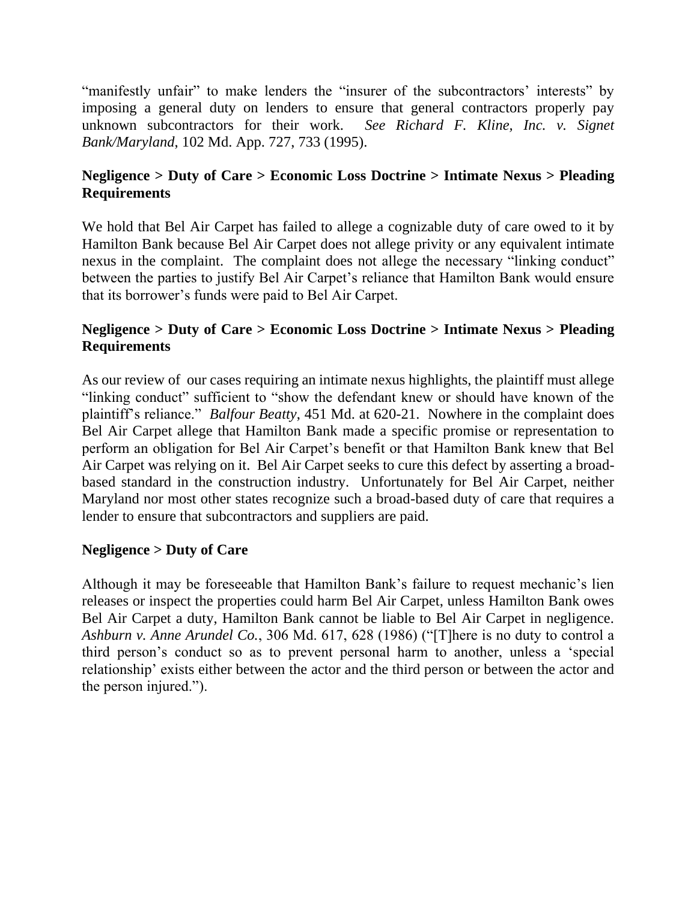"manifestly unfair" to make lenders the "insurer of the subcontractors' interests" by imposing a general duty on lenders to ensure that general contractors properly pay unknown subcontractors for their work. *See Richard F. Kline, Inc. v. Signet Bank/Maryland*, 102 Md. App. 727, 733 (1995).

**Negligence > Duty of Care > Economic Loss Doctrine > Intimate Nexus > Pleading Requirements**

We hold that Bel Air Carpet has failed to allege a cognizable duty of care owed to it by Hamilton Bank because Bel Air Carpet does not allege privity or any equivalent intimate nexus in the complaint. The complaint does not allege the necessary "linking conduct" between the parties to justify Bel Air Carpet's reliance that Hamilton Bank would ensure that its borrower's funds were paid to Bel Air Carpet.

**Negligence > Duty of Care > Economic Loss Doctrine > Intimate Nexus > Pleading Requirements**

As our review of our cases requiring an intimate nexus highlights, the plaintiff must allege "linking conduct" sufficient to "show the defendant knew or should have known of the plaintiff's reliance." *Balfour Beatty*, 451 Md. at 620-21. Nowhere in the complaint does Bel Air Carpet allege that Hamilton Bank made a specific promise or representation to perform an obligation for Bel Air Carpet's benefit or that Hamilton Bank knew that Bel Air Carpet was relying on it. Bel Air Carpet seeks to cure this defect by asserting a broad-based standard in the construction industry. Unfortunately for Bel Air Carpet, neither Maryland nor most other states recognize such a broad-based duty of care that requires a lender to ensure that subcontractors and suppliers are paid.

**Negligence > Duty of Care**

Although it may be foreseeable that Hamilton Bank's failure to request mechanic's lien releases or inspect the properties could harm Bel Air Carpet, unless Hamilton Bank owes Bel Air Carpet a duty, Hamilton Bank cannot be liable to Bel Air Carpet in negligence. *Ashburn v. Anne Arundel Co.*, 306 Md. 617, 628 (1986) ("[T]here is no duty to control a third person's conduct so as to prevent personal harm to another, unless a 'special relationship' exists either between the actor and the third person or between the actor and the person injured.").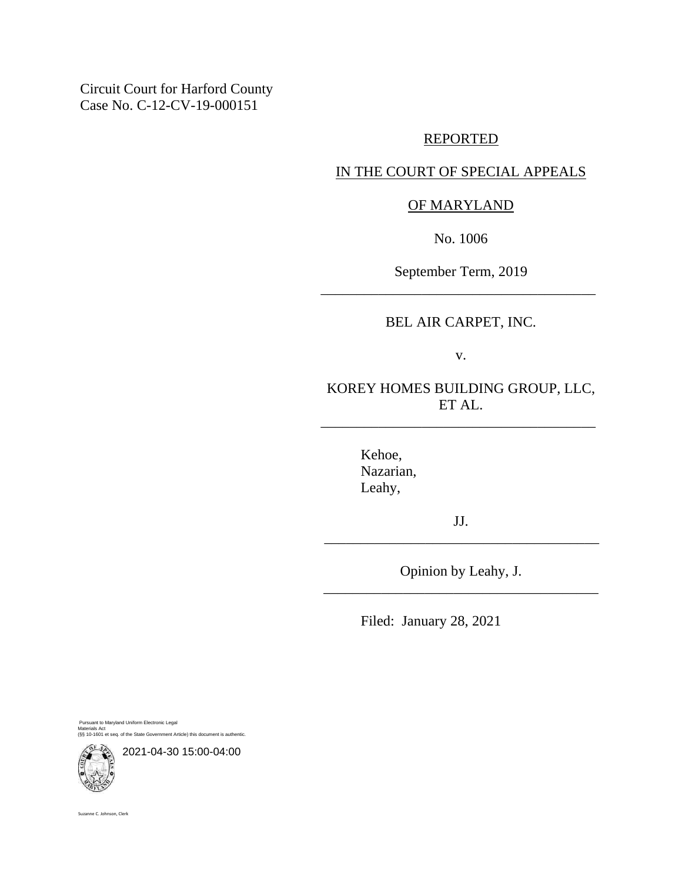Circuit Court for Harford County
Case No. C-12-CV-19-000151

REPORTED

IN THE COURT OF SPECIAL APPEALS

OF MARYLAND

No. 1006

September Term, 2019

---

BEL AIR CARPET, INC.

v.

KOREY HOMES BUILDING GROUP, LLC, ET AL.

---

Kehoe,
Nazarian,
Leahy,

JJ.

---

Opinion by Leahy, J.

---

Filed: January 28, 2021

Pursuant to Maryland Uniform Electronic Legal Materials Act
(§§ 10-1601 et seq. of the State Government Article) this document is authentic.

2021-04-30 15:00-04:00

Suzanne C. Johnson, Clerk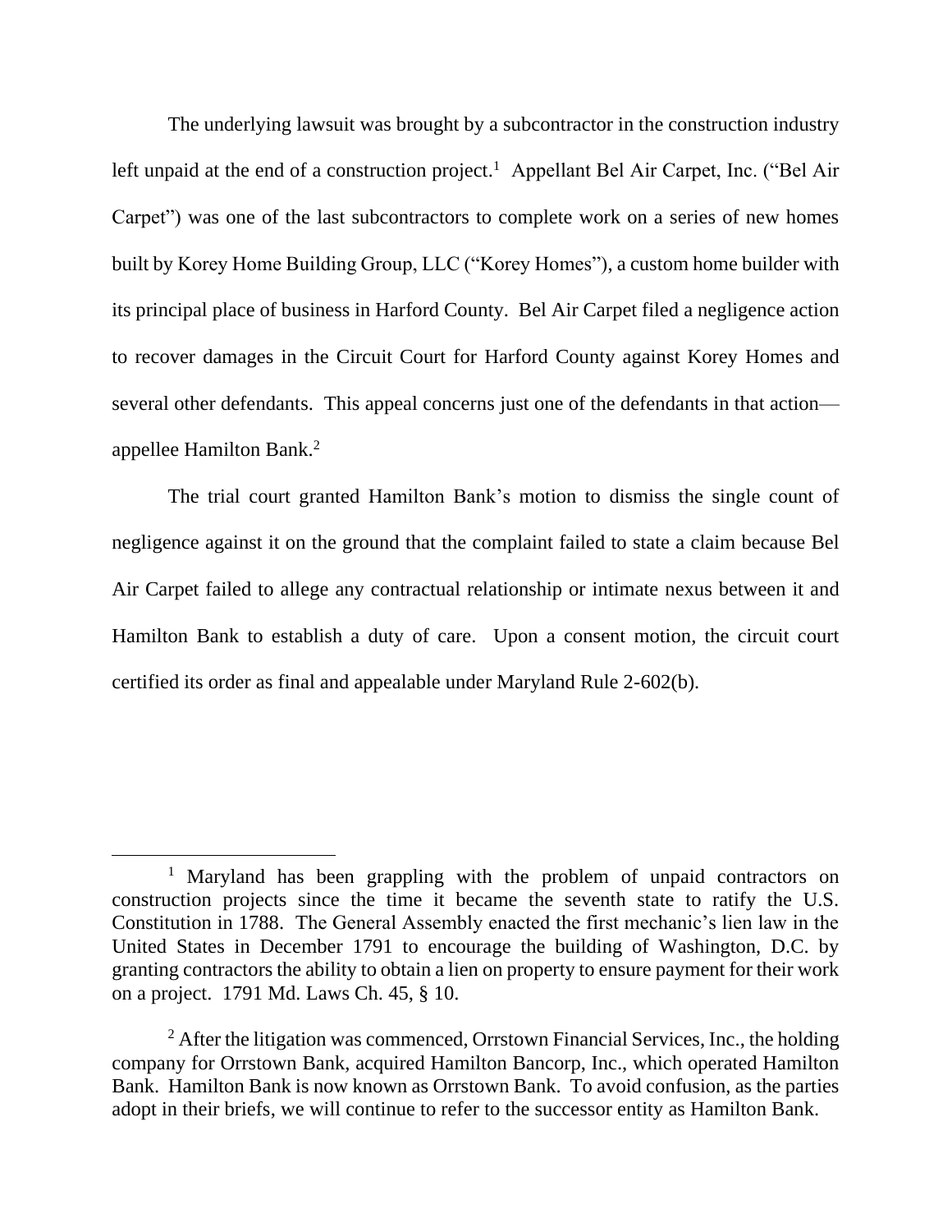The underlying lawsuit was brought by a subcontractor in the construction industry left unpaid at the end of a construction project.[1] Appellant Bel Air Carpet, Inc. ("Bel Air Carpet") was one of the last subcontractors to complete work on a series of new homes built by Korey Home Building Group, LLC ("Korey Homes"), a custom home builder with its principal place of business in Harford County. Bel Air Carpet filed a negligence action to recover damages in the Circuit Court for Harford County against Korey Homes and several other defendants. This appeal concerns just one of the defendants in that action—appellee Hamilton Bank.[2]

The trial court granted Hamilton Bank's motion to dismiss the single count of negligence against it on the ground that the complaint failed to state a claim because Bel Air Carpet failed to allege any contractual relationship or intimate nexus between it and Hamilton Bank to establish a duty of care. Upon a consent motion, the circuit court certified its order as final and appealable under Maryland Rule 2-602(b).

---

[1] Maryland has been grappling with the problem of unpaid contractors on construction projects since the time it became the seventh state to ratify the U.S. Constitution in 1788. The General Assembly enacted the first mechanic's lien law in the United States in December 1791 to encourage the building of Washington, D.C. by granting contractors the ability to obtain a lien on property to ensure payment for their work on a project. 1791 Md. Laws Ch. 45, § 10.

[2] After the litigation was commenced, Orrstown Financial Services, Inc., the holding company for Orrstown Bank, acquired Hamilton Bancorp, Inc., which operated Hamilton Bank. Hamilton Bank is now known as Orrstown Bank. To avoid confusion, as the parties adopt in their briefs, we will continue to refer to the successor entity as Hamilton Bank.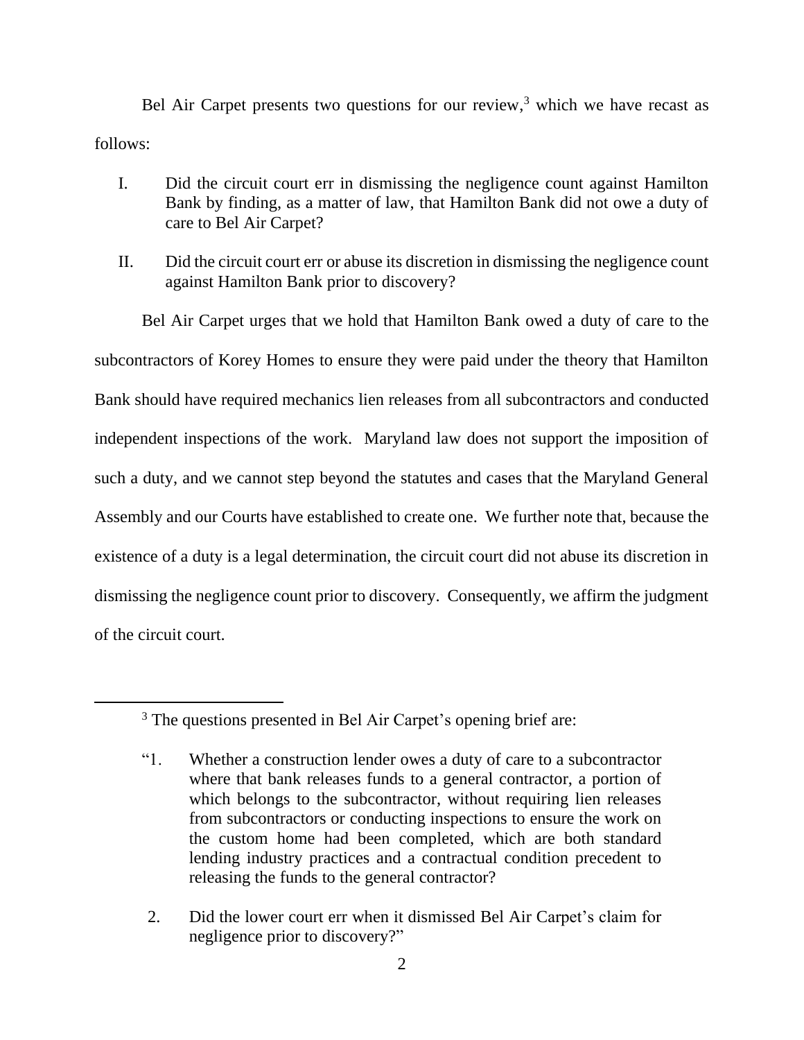Bel Air Carpet presents two questions for our review,[3] which we have recast as follows:

I. Did the circuit court err in dismissing the negligence count against Hamilton Bank by finding, as a matter of law, that Hamilton Bank did not owe a duty of care to Bel Air Carpet?

II. Did the circuit court err or abuse its discretion in dismissing the negligence count against Hamilton Bank prior to discovery?

Bel Air Carpet urges that we hold that Hamilton Bank owed a duty of care to the subcontractors of Korey Homes to ensure they were paid under the theory that Hamilton Bank should have required mechanics lien releases from all subcontractors and conducted independent inspections of the work. Maryland law does not support the imposition of such a duty, and we cannot step beyond the statutes and cases that the Maryland General Assembly and our Courts have established to create one. We further note that, because the existence of a duty is a legal determination, the circuit court did not abuse its discretion in dismissing the negligence count prior to discovery. Consequently, we affirm the judgment of the circuit court.

---

[3] The questions presented in Bel Air Carpet's opening brief are:

"1. Whether a construction lender owes a duty of care to a subcontractor where that bank releases funds to a general contractor, a portion of which belongs to the subcontractor, without requiring lien releases from subcontractors or conducting inspections to ensure the work on the custom home had been completed, which are both standard lending industry practices and a contractual condition precedent to releasing the funds to the general contractor?

2. Did the lower court err when it dismissed Bel Air Carpet's claim for negligence prior to discovery?"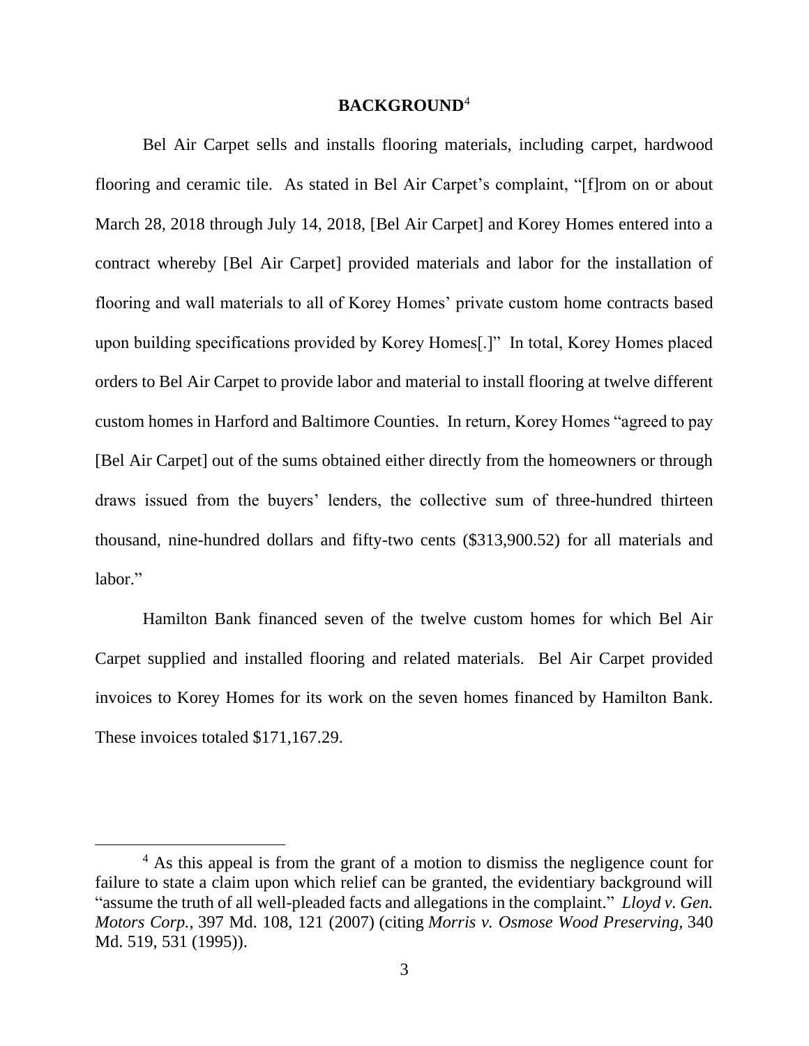## BACKGROUND[4]

Bel Air Carpet sells and installs flooring materials, including carpet, hardwood flooring and ceramic tile. As stated in Bel Air Carpet's complaint, "[f]rom on or about March 28, 2018 through July 14, 2018, [Bel Air Carpet] and Korey Homes entered into a contract whereby [Bel Air Carpet] provided materials and labor for the installation of flooring and wall materials to all of Korey Homes' private custom home contracts based upon building specifications provided by Korey Homes[.]" In total, Korey Homes placed orders to Bel Air Carpet to provide labor and material to install flooring at twelve different custom homes in Harford and Baltimore Counties. In return, Korey Homes "agreed to pay [Bel Air Carpet] out of the sums obtained either directly from the homeowners or through draws issued from the buyers' lenders, the collective sum of three-hundred thirteen thousand, nine-hundred dollars and fifty-two cents ($313,900.52) for all materials and labor."

Hamilton Bank financed seven of the twelve custom homes for which Bel Air Carpet supplied and installed flooring and related materials. Bel Air Carpet provided invoices to Korey Homes for its work on the seven homes financed by Hamilton Bank. These invoices totaled $171,167.29.

---

[4] As this appeal is from the grant of a motion to dismiss the negligence count for failure to state a claim upon which relief can be granted, the evidentiary background will "assume the truth of all well-pleaded facts and allegations in the complaint." *Lloyd v. Gen. Motors Corp.*, 397 Md. 108, 121 (2007) (citing *Morris v. Osmose Wood Preserving*, 340 Md. 519, 531 (1995)).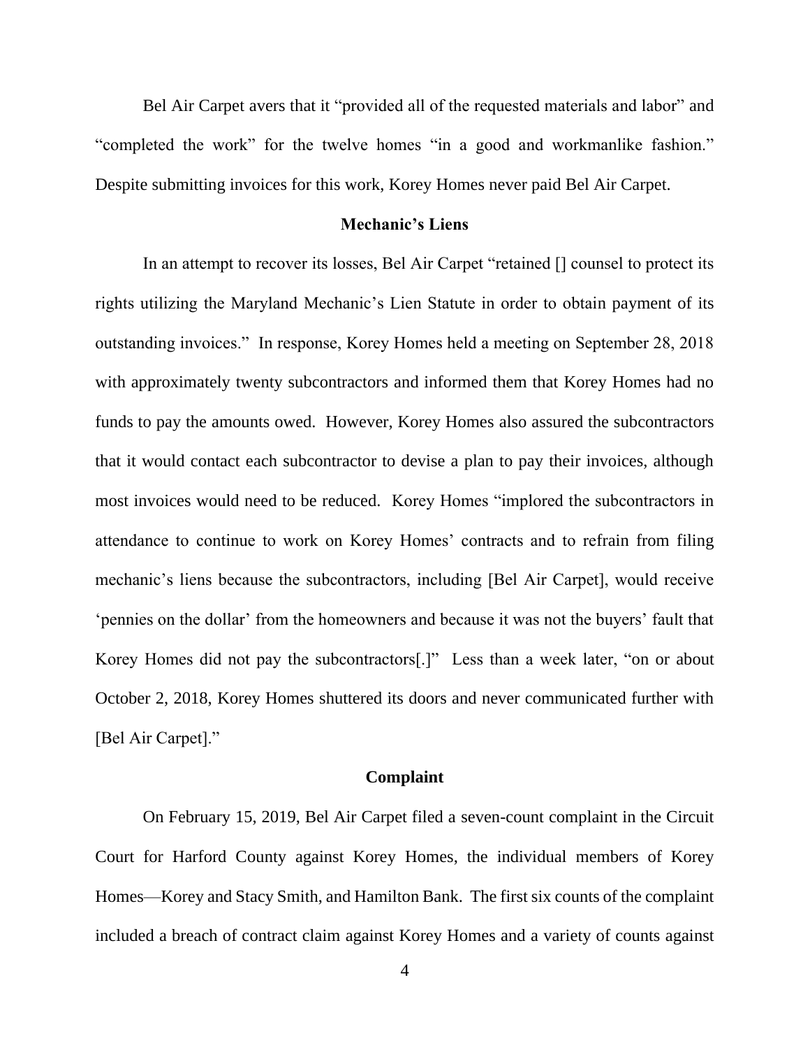Bel Air Carpet avers that it "provided all of the requested materials and labor" and "completed the work" for the twelve homes "in a good and workmanlike fashion." Despite submitting invoices for this work, Korey Homes never paid Bel Air Carpet.

### Mechanic's Liens

In an attempt to recover its losses, Bel Air Carpet "retained [] counsel to protect its rights utilizing the Maryland Mechanic's Lien Statute in order to obtain payment of its outstanding invoices." In response, Korey Homes held a meeting on September 28, 2018 with approximately twenty subcontractors and informed them that Korey Homes had no funds to pay the amounts owed. However, Korey Homes also assured the subcontractors that it would contact each subcontractor to devise a plan to pay their invoices, although most invoices would need to be reduced. Korey Homes "implored the subcontractors in attendance to continue to work on Korey Homes' contracts and to refrain from filing mechanic's liens because the subcontractors, including [Bel Air Carpet], would receive 'pennies on the dollar' from the homeowners and because it was not the buyers' fault that Korey Homes did not pay the subcontractors[.]" Less than a week later, "on or about October 2, 2018, Korey Homes shuttered its doors and never communicated further with [Bel Air Carpet]."

### Complaint

On February 15, 2019, Bel Air Carpet filed a seven-count complaint in the Circuit Court for Harford County against Korey Homes, the individual members of Korey Homes—Korey and Stacy Smith, and Hamilton Bank. The first six counts of the complaint included a breach of contract claim against Korey Homes and a variety of counts against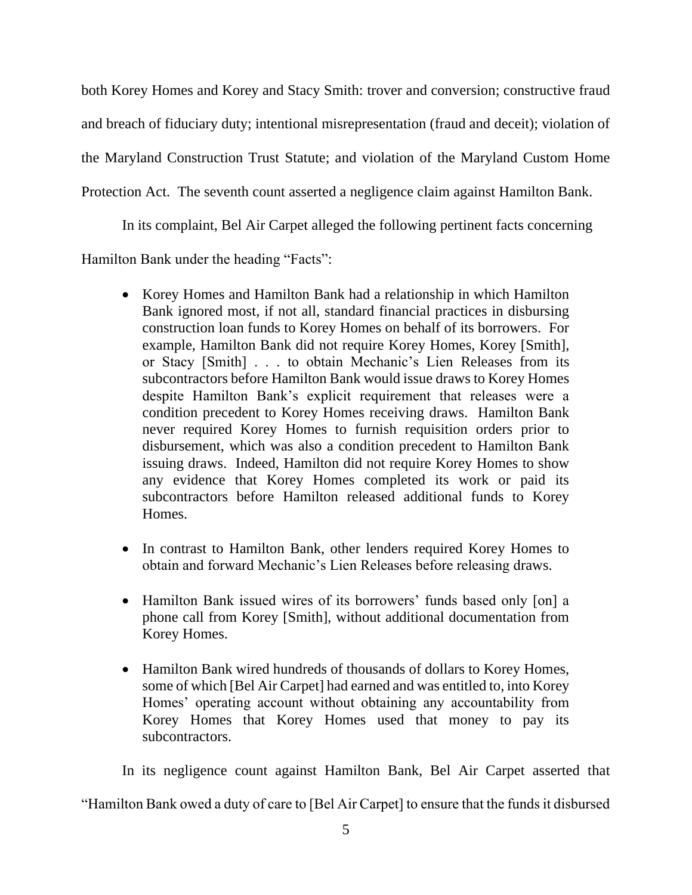both Korey Homes and Korey and Stacy Smith: trover and conversion; constructive fraud and breach of fiduciary duty; intentional misrepresentation (fraud and deceit); violation of the Maryland Construction Trust Statute; and violation of the Maryland Custom Home Protection Act. The seventh count asserted a negligence claim against Hamilton Bank.

In its complaint, Bel Air Carpet alleged the following pertinent facts concerning Hamilton Bank under the heading "Facts":

- Korey Homes and Hamilton Bank had a relationship in which Hamilton Bank ignored most, if not all, standard financial practices in disbursing construction loan funds to Korey Homes on behalf of its borrowers. For example, Hamilton Bank did not require Korey Homes, Korey [Smith], or Stacy [Smith] . . . to obtain Mechanic's Lien Releases from its subcontractors before Hamilton Bank would issue draws to Korey Homes despite Hamilton Bank's explicit requirement that releases were a condition precedent to Korey Homes receiving draws. Hamilton Bank never required Korey Homes to furnish requisition orders prior to disbursement, which was also a condition precedent to Hamilton Bank issuing draws. Indeed, Hamilton did not require Korey Homes to show any evidence that Korey Homes completed its work or paid its subcontractors before Hamilton released additional funds to Korey Homes.

- In contrast to Hamilton Bank, other lenders required Korey Homes to obtain and forward Mechanic's Lien Releases before releasing draws.

- Hamilton Bank issued wires of its borrowers' funds based only [on] a phone call from Korey [Smith], without additional documentation from Korey Homes.

- Hamilton Bank wired hundreds of thousands of dollars to Korey Homes, some of which [Bel Air Carpet] had earned and was entitled to, into Korey Homes' operating account without obtaining any accountability from Korey Homes that Korey Homes used that money to pay its subcontractors.

In its negligence count against Hamilton Bank, Bel Air Carpet asserted that "Hamilton Bank owed a duty of care to [Bel Air Carpet] to ensure that the funds it disbursed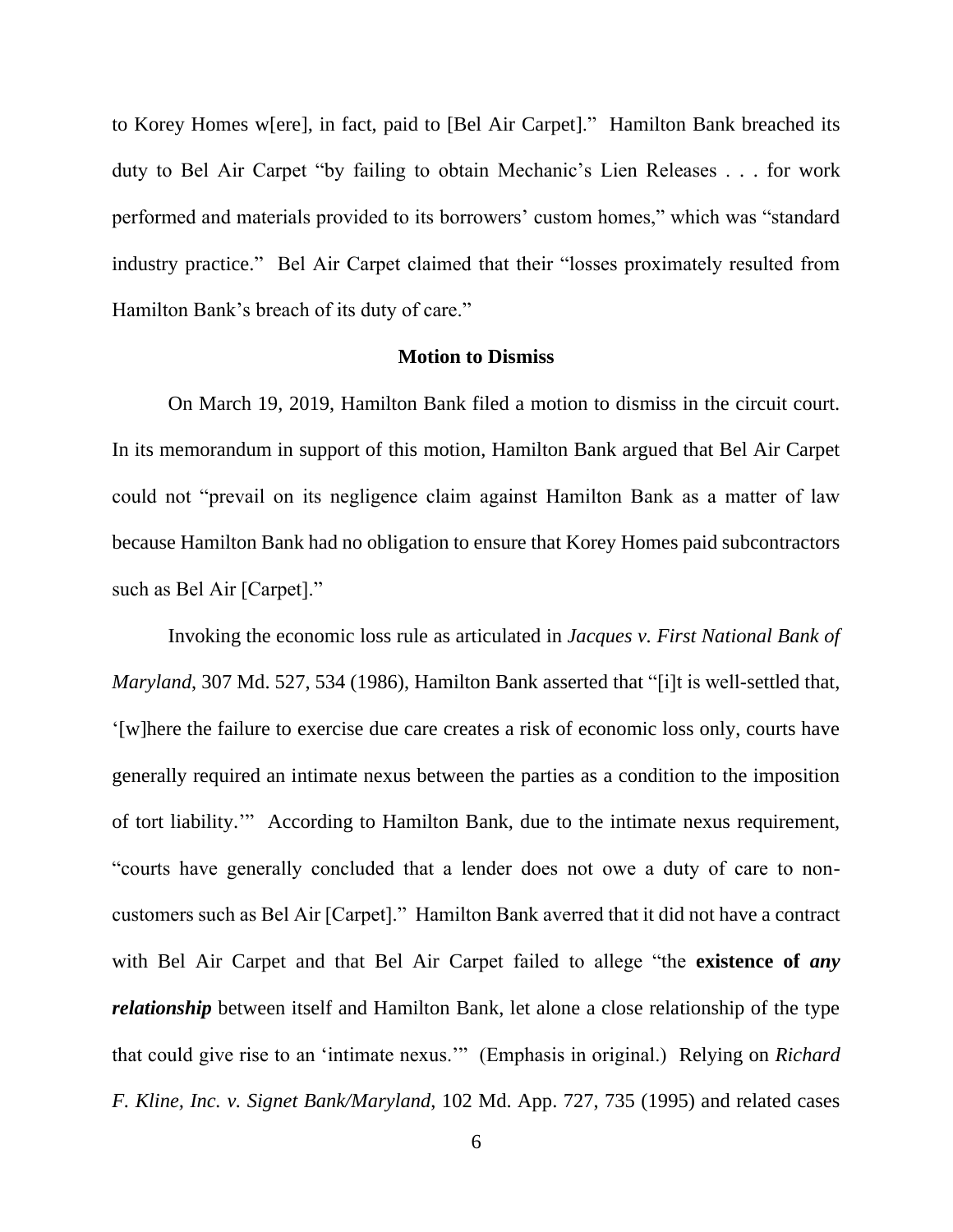to Korey Homes w[ere], in fact, paid to [Bel Air Carpet]." Hamilton Bank breached its duty to Bel Air Carpet "by failing to obtain Mechanic's Lien Releases . . . for work performed and materials provided to its borrowers' custom homes," which was "standard industry practice." Bel Air Carpet claimed that their "losses proximately resulted from Hamilton Bank's breach of its duty of care."

### Motion to Dismiss

On March 19, 2019, Hamilton Bank filed a motion to dismiss in the circuit court. In its memorandum in support of this motion, Hamilton Bank argued that Bel Air Carpet could not "prevail on its negligence claim against Hamilton Bank as a matter of law because Hamilton Bank had no obligation to ensure that Korey Homes paid subcontractors such as Bel Air [Carpet]."

Invoking the economic loss rule as articulated in *Jacques v. First National Bank of Maryland*, 307 Md. 527, 534 (1986), Hamilton Bank asserted that "[i]t is well-settled that, '[w]here the failure to exercise due care creates a risk of economic loss only, courts have generally required an intimate nexus between the parties as a condition to the imposition of tort liability.'" According to Hamilton Bank, due to the intimate nexus requirement, "courts have generally concluded that a lender does not owe a duty of care to non-customers such as Bel Air [Carpet]." Hamilton Bank averred that it did not have a contract with Bel Air Carpet and that Bel Air Carpet failed to allege "the **existence of *any* *relationship*** between itself and Hamilton Bank, let alone a close relationship of the type that could give rise to an 'intimate nexus.'" (Emphasis in original.) Relying on *Richard F. Kline, Inc. v. Signet Bank/Maryland*, 102 Md. App. 727, 735 (1995) and related cases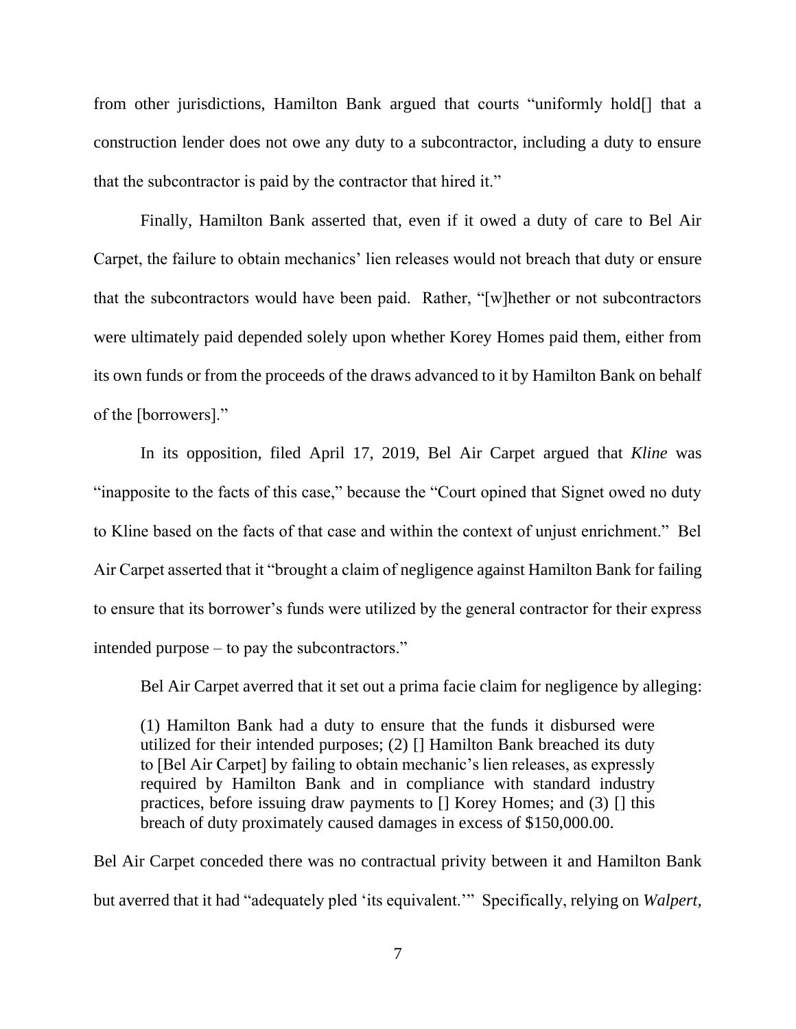from other jurisdictions, Hamilton Bank argued that courts "uniformly hold[] that a construction lender does not owe any duty to a subcontractor, including a duty to ensure that the subcontractor is paid by the contractor that hired it."

Finally, Hamilton Bank asserted that, even if it owed a duty of care to Bel Air Carpet, the failure to obtain mechanics' lien releases would not breach that duty or ensure that the subcontractors would have been paid. Rather, "[w]hether or not subcontractors were ultimately paid depended solely upon whether Korey Homes paid them, either from its own funds or from the proceeds of the draws advanced to it by Hamilton Bank on behalf of the [borrowers]."

In its opposition, filed April 17, 2019, Bel Air Carpet argued that *Kline* was "inapposite to the facts of this case," because the "Court opined that Signet owed no duty to Kline based on the facts of that case and within the context of unjust enrichment." Bel Air Carpet asserted that it "brought a claim of negligence against Hamilton Bank for failing to ensure that its borrower's funds were utilized by the general contractor for their express intended purpose – to pay the subcontractors."

Bel Air Carpet averred that it set out a prima facie claim for negligence by alleging:

> (1) Hamilton Bank had a duty to ensure that the funds it disbursed were utilized for their intended purposes; (2) [] Hamilton Bank breached its duty to [Bel Air Carpet] by failing to obtain mechanic's lien releases, as expressly required by Hamilton Bank and in compliance with standard industry practices, before issuing draw payments to [] Korey Homes; and (3) [] this breach of duty proximately caused damages in excess of $150,000.00.

Bel Air Carpet conceded there was no contractual privity between it and Hamilton Bank but averred that it had "adequately pled 'its equivalent.'" Specifically, relying on *Walpert*,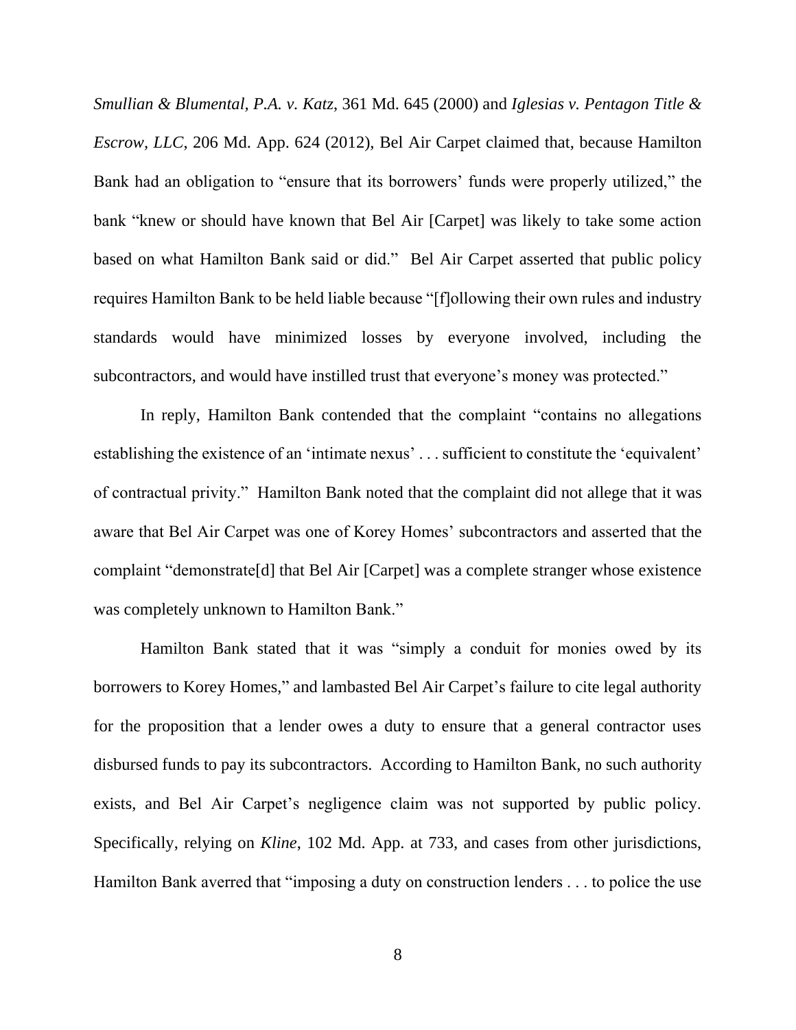*Smullian & Blumental, P.A. v. Katz*, 361 Md. 645 (2000) and *Iglesias v. Pentagon Title & Escrow, LLC*, 206 Md. App. 624 (2012), Bel Air Carpet claimed that, because Hamilton Bank had an obligation to "ensure that its borrowers' funds were properly utilized," the bank "knew or should have known that Bel Air [Carpet] was likely to take some action based on what Hamilton Bank said or did." Bel Air Carpet asserted that public policy requires Hamilton Bank to be held liable because "[f]ollowing their own rules and industry standards would have minimized losses by everyone involved, including the subcontractors, and would have instilled trust that everyone's money was protected."

In reply, Hamilton Bank contended that the complaint "contains no allegations establishing the existence of an 'intimate nexus' . . . sufficient to constitute the 'equivalent' of contractual privity." Hamilton Bank noted that the complaint did not allege that it was aware that Bel Air Carpet was one of Korey Homes' subcontractors and asserted that the complaint "demonstrate[d] that Bel Air [Carpet] was a complete stranger whose existence was completely unknown to Hamilton Bank."

Hamilton Bank stated that it was "simply a conduit for monies owed by its borrowers to Korey Homes," and lambasted Bel Air Carpet's failure to cite legal authority for the proposition that a lender owes a duty to ensure that a general contractor uses disbursed funds to pay its subcontractors. According to Hamilton Bank, no such authority exists, and Bel Air Carpet's negligence claim was not supported by public policy. Specifically, relying on *Kline*, 102 Md. App. at 733, and cases from other jurisdictions, Hamilton Bank averred that "imposing a duty on construction lenders . . . to police the use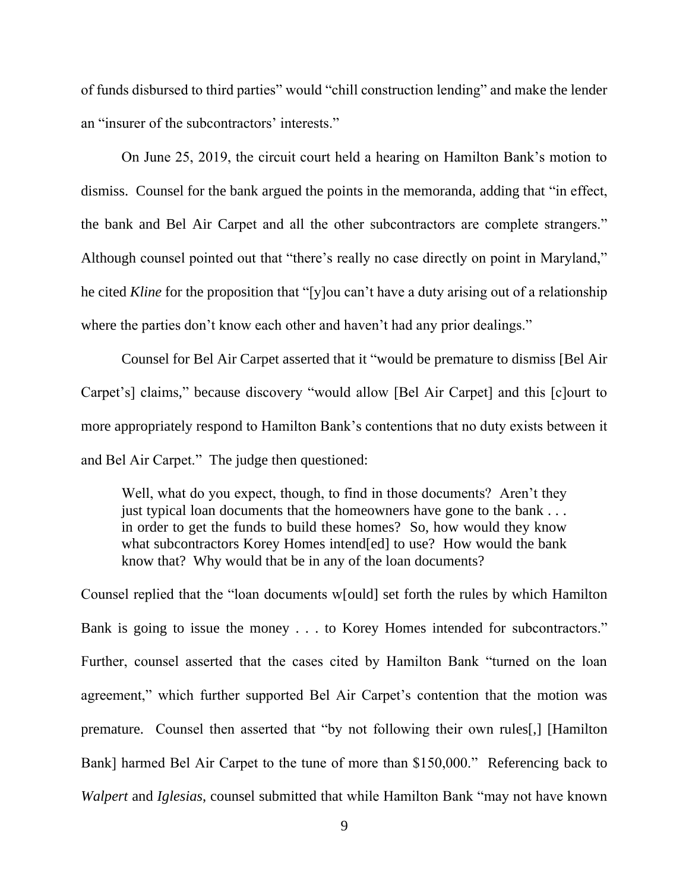of funds disbursed to third parties" would "chill construction lending" and make the lender an "insurer of the subcontractors' interests."

On June 25, 2019, the circuit court held a hearing on Hamilton Bank's motion to dismiss. Counsel for the bank argued the points in the memoranda, adding that "in effect, the bank and Bel Air Carpet and all the other subcontractors are complete strangers." Although counsel pointed out that "there's really no case directly on point in Maryland," he cited *Kline* for the proposition that "[y]ou can't have a duty arising out of a relationship where the parties don't know each other and haven't had any prior dealings."

Counsel for Bel Air Carpet asserted that it "would be premature to dismiss [Bel Air Carpet's] claims," because discovery "would allow [Bel Air Carpet] and this [c]ourt to more appropriately respond to Hamilton Bank's contentions that no duty exists between it and Bel Air Carpet." The judge then questioned:

> Well, what do you expect, though, to find in those documents? Aren't they just typical loan documents that the homeowners have gone to the bank . . . in order to get the funds to build these homes? So, how would they know what subcontractors Korey Homes intend[ed] to use? How would the bank know that? Why would that be in any of the loan documents?

Counsel replied that the "loan documents w[ould] set forth the rules by which Hamilton Bank is going to issue the money . . . to Korey Homes intended for subcontractors." Further, counsel asserted that the cases cited by Hamilton Bank "turned on the loan agreement," which further supported Bel Air Carpet's contention that the motion was premature. Counsel then asserted that "by not following their own rules[,] [Hamilton Bank] harmed Bel Air Carpet to the tune of more than $150,000." Referencing back to *Walpert* and *Iglesias*, counsel submitted that while Hamilton Bank "may not have known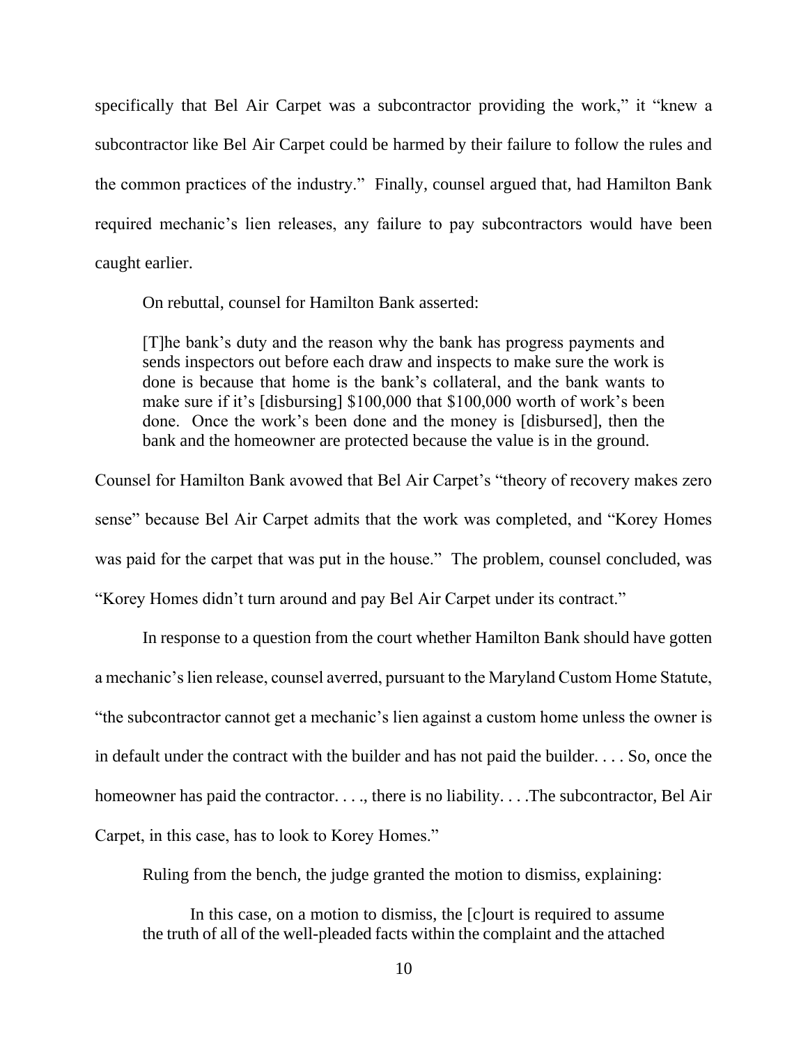specifically that Bel Air Carpet was a subcontractor providing the work," it "knew a subcontractor like Bel Air Carpet could be harmed by their failure to follow the rules and the common practices of the industry." Finally, counsel argued that, had Hamilton Bank required mechanic's lien releases, any failure to pay subcontractors would have been caught earlier.

On rebuttal, counsel for Hamilton Bank asserted:

> [T]he bank's duty and the reason why the bank has progress payments and sends inspectors out before each draw and inspects to make sure the work is done is because that home is the bank's collateral, and the bank wants to make sure if it's [disbursing] $100,000 that $100,000 worth of work's been done. Once the work's been done and the money is [disbursed], then the bank and the homeowner are protected because the value is in the ground.

Counsel for Hamilton Bank avowed that Bel Air Carpet's "theory of recovery makes zero sense" because Bel Air Carpet admits that the work was completed, and "Korey Homes was paid for the carpet that was put in the house." The problem, counsel concluded, was "Korey Homes didn't turn around and pay Bel Air Carpet under its contract."

In response to a question from the court whether Hamilton Bank should have gotten a mechanic's lien release, counsel averred, pursuant to the Maryland Custom Home Statute, "the subcontractor cannot get a mechanic's lien against a custom home unless the owner is in default under the contract with the builder and has not paid the builder. . . . So, once the homeowner has paid the contractor. . . ., there is no liability. . . .The subcontractor, Bel Air Carpet, in this case, has to look to Korey Homes."

Ruling from the bench, the judge granted the motion to dismiss, explaining:

> In this case, on a motion to dismiss, the [c]ourt is required to assume the truth of all of the well-pleaded facts within the complaint and the attached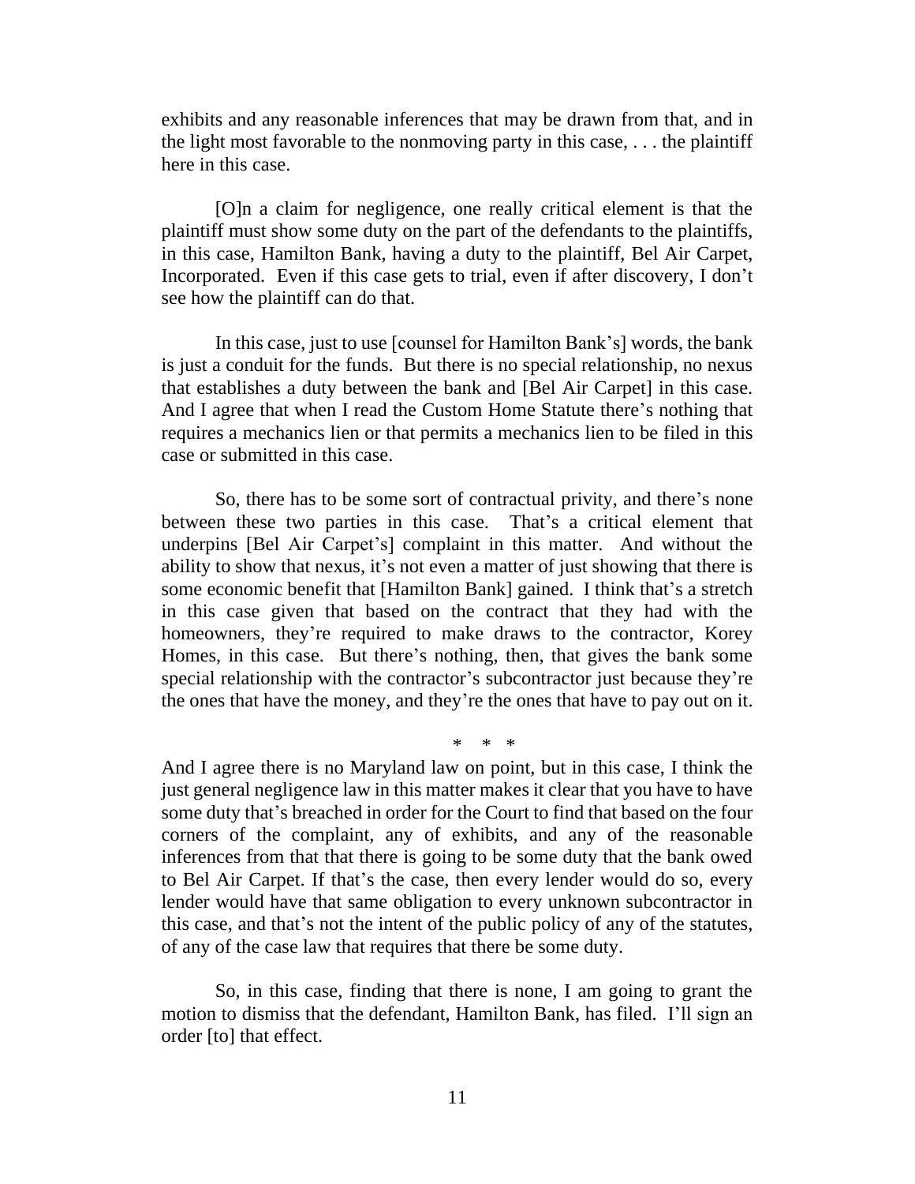exhibits and any reasonable inferences that may be drawn from that, and in the light most favorable to the nonmoving party in this case, . . . the plaintiff here in this case.

[O]n a claim for negligence, one really critical element is that the plaintiff must show some duty on the part of the defendants to the plaintiffs, in this case, Hamilton Bank, having a duty to the plaintiff, Bel Air Carpet, Incorporated. Even if this case gets to trial, even if after discovery, I don't see how the plaintiff can do that.

In this case, just to use [counsel for Hamilton Bank's] words, the bank is just a conduit for the funds. But there is no special relationship, no nexus that establishes a duty between the bank and [Bel Air Carpet] in this case. And I agree that when I read the Custom Home Statute there's nothing that requires a mechanics lien or that permits a mechanics lien to be filed in this case or submitted in this case.

So, there has to be some sort of contractual privity, and there's none between these two parties in this case. That's a critical element that underpins [Bel Air Carpet's] complaint in this matter. And without the ability to show that nexus, it's not even a matter of just showing that there is some economic benefit that [Hamilton Bank] gained. I think that's a stretch in this case given that based on the contract that they had with the homeowners, they're required to make draws to the contractor, Korey Homes, in this case. But there's nothing, then, that gives the bank some special relationship with the contractor's subcontractor just because they're the ones that have the money, and they're the ones that have to pay out on it.

\* \* \*

And I agree there is no Maryland law on point, but in this case, I think the just general negligence law in this matter makes it clear that you have to have some duty that's breached in order for the Court to find that based on the four corners of the complaint, any of exhibits, and any of the reasonable inferences from that that there is going to be some duty that the bank owed to Bel Air Carpet. If that's the case, then every lender would do so, every lender would have that same obligation to every unknown subcontractor in this case, and that's not the intent of the public policy of any of the statutes, of any of the case law that requires that there be some duty.

So, in this case, finding that there is none, I am going to grant the motion to dismiss that the defendant, Hamilton Bank, has filed. I'll sign an order [to] that effect.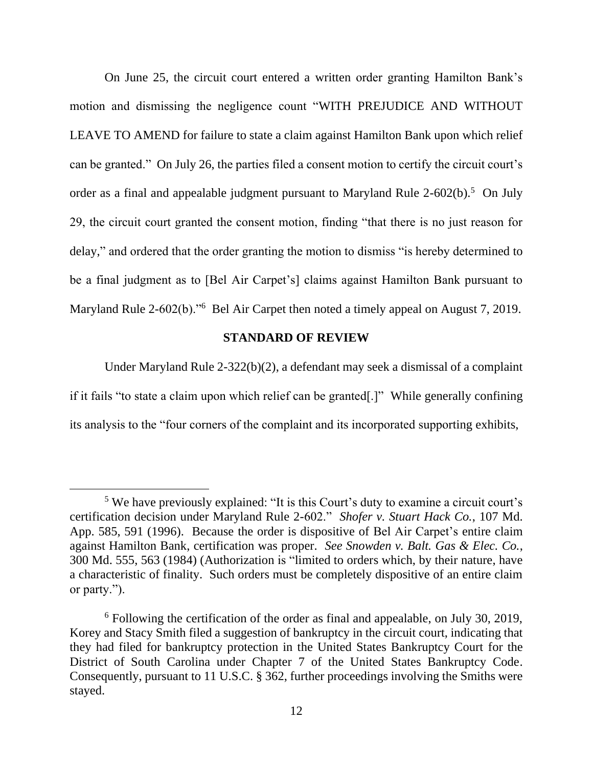On June 25, the circuit court entered a written order granting Hamilton Bank's motion and dismissing the negligence count "WITH PREJUDICE AND WITHOUT LEAVE TO AMEND for failure to state a claim against Hamilton Bank upon which relief can be granted." On July 26, the parties filed a consent motion to certify the circuit court's order as a final and appealable judgment pursuant to Maryland Rule 2-602(b).[5] On July 29, the circuit court granted the consent motion, finding "that there is no just reason for delay," and ordered that the order granting the motion to dismiss "is hereby determined to be a final judgment as to [Bel Air Carpet's] claims against Hamilton Bank pursuant to Maryland Rule 2-602(b)."[6] Bel Air Carpet then noted a timely appeal on August 7, 2019.

## STANDARD OF REVIEW

Under Maryland Rule 2-322(b)(2), a defendant may seek a dismissal of a complaint if it fails "to state a claim upon which relief can be granted[.]" While generally confining its analysis to the "four corners of the complaint and its incorporated supporting exhibits,

---

[5] We have previously explained: "It is this Court's duty to examine a circuit court's certification decision under Maryland Rule 2-602." *Shofer v. Stuart Hack Co.*, 107 Md. App. 585, 591 (1996). Because the order is dispositive of Bel Air Carpet's entire claim against Hamilton Bank, certification was proper. *See Snowden v. Balt. Gas & Elec. Co.*, 300 Md. 555, 563 (1984) (Authorization is "limited to orders which, by their nature, have a characteristic of finality. Such orders must be completely dispositive of an entire claim or party.").

[6] Following the certification of the order as final and appealable, on July 30, 2019, Korey and Stacy Smith filed a suggestion of bankruptcy in the circuit court, indicating that they had filed for bankruptcy protection in the United States Bankruptcy Court for the District of South Carolina under Chapter 7 of the United States Bankruptcy Code. Consequently, pursuant to 11 U.S.C. § 362, further proceedings involving the Smiths were stayed.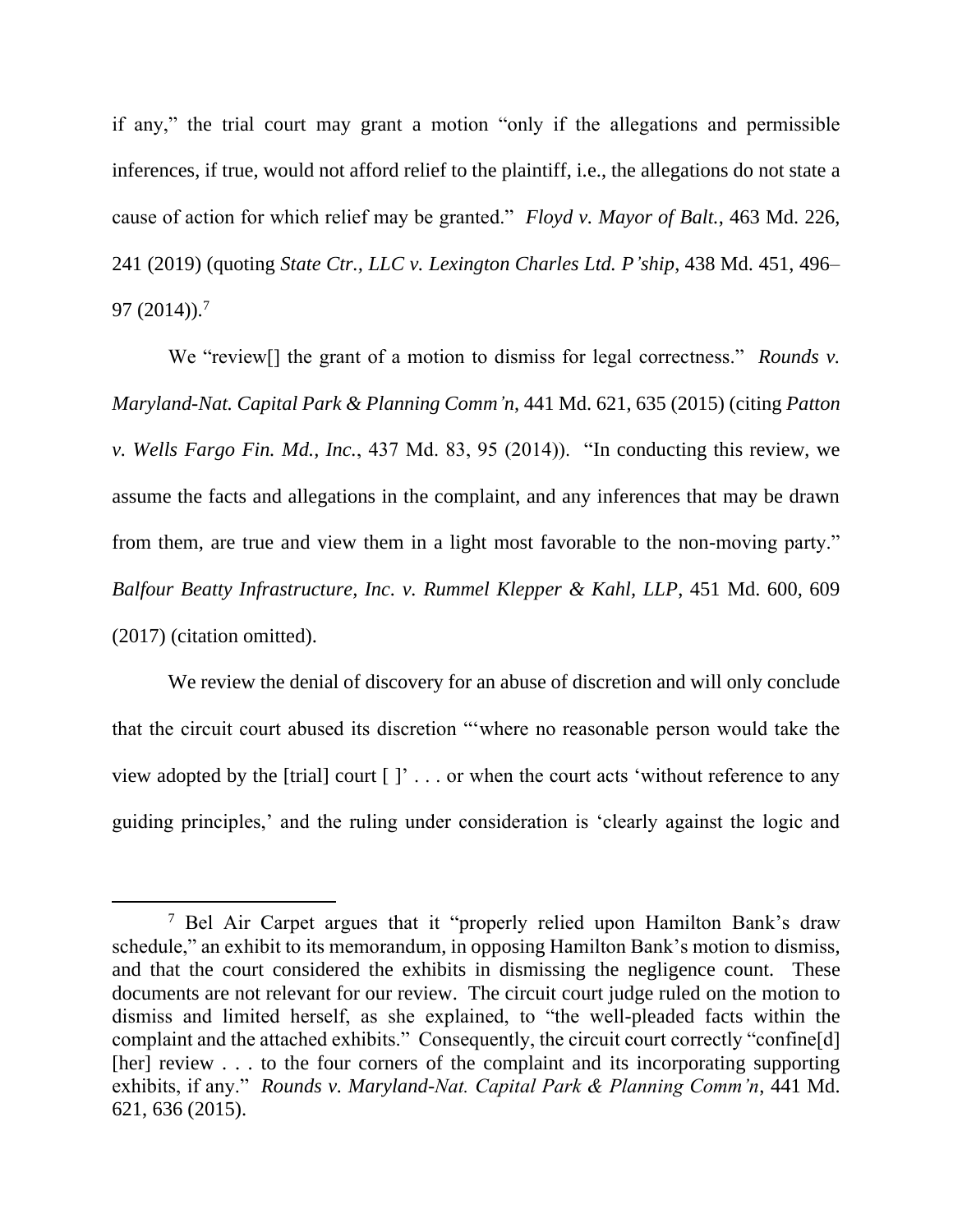if any," the trial court may grant a motion "only if the allegations and permissible inferences, if true, would not afford relief to the plaintiff, i.e., the allegations do not state a cause of action for which relief may be granted." *Floyd v. Mayor of Balt.*, 463 Md. 226, 241 (2019) (quoting *State Ctr., LLC v. Lexington Charles Ltd. P'ship*, 438 Md. 451, 496–97 (2014)).[7]

We "review[] the grant of a motion to dismiss for legal correctness." *Rounds v. Maryland-Nat. Capital Park & Planning Comm'n*, 441 Md. 621, 635 (2015) (citing *Patton v. Wells Fargo Fin. Md., Inc.*, 437 Md. 83, 95 (2014)). "In conducting this review, we assume the facts and allegations in the complaint, and any inferences that may be drawn from them, are true and view them in a light most favorable to the non-moving party." *Balfour Beatty Infrastructure, Inc. v. Rummel Klepper & Kahl, LLP*, 451 Md. 600, 609 (2017) (citation omitted).

We review the denial of discovery for an abuse of discretion and will only conclude that the circuit court abused its discretion "'where no reasonable person would take the view adopted by the [trial] court [ ]' . . . or when the court acts 'without reference to any guiding principles,' and the ruling under consideration is 'clearly against the logic and

---

[7] Bel Air Carpet argues that it "properly relied upon Hamilton Bank's draw schedule," an exhibit to its memorandum, in opposing Hamilton Bank's motion to dismiss, and that the court considered the exhibits in dismissing the negligence count. These documents are not relevant for our review. The circuit court judge ruled on the motion to dismiss and limited herself, as she explained, to "the well-pleaded facts within the complaint and the attached exhibits." Consequently, the circuit court correctly "confine[d] [her] review . . . to the four corners of the complaint and its incorporating supporting exhibits, if any." *Rounds v. Maryland-Nat. Capital Park & Planning Comm'n*, 441 Md. 621, 636 (2015).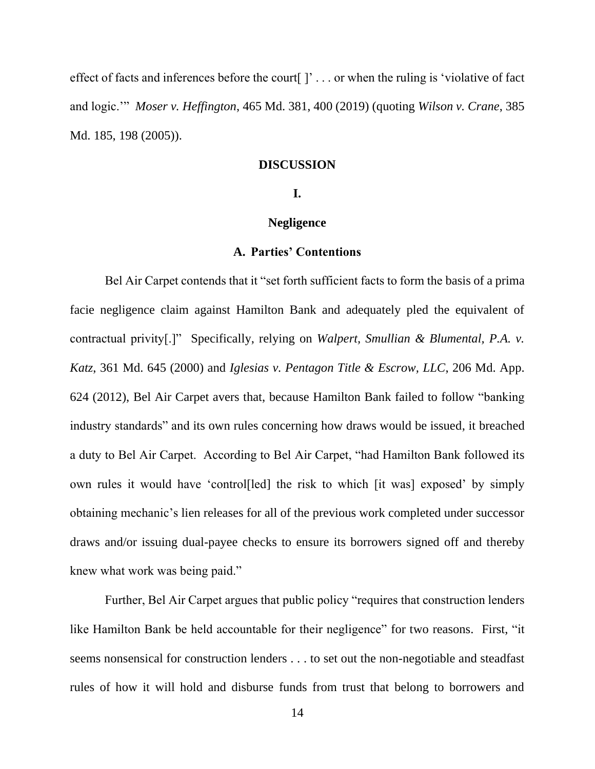effect of facts and inferences before the court[ ]' . . . or when the ruling is 'violative of fact and logic.'" *Moser v. Heffington*, 465 Md. 381, 400 (2019) (quoting *Wilson v. Crane*, 385 Md. 185, 198 (2005)).

## DISCUSSION

### I.

### Negligence

#### A. Parties' Contentions

Bel Air Carpet contends that it "set forth sufficient facts to form the basis of a prima facie negligence claim against Hamilton Bank and adequately pled the equivalent of contractual privity[.]" Specifically, relying on *Walpert, Smullian & Blumental, P.A. v. Katz*, 361 Md. 645 (2000) and *Iglesias v. Pentagon Title & Escrow, LLC*, 206 Md. App. 624 (2012), Bel Air Carpet avers that, because Hamilton Bank failed to follow "banking industry standards" and its own rules concerning how draws would be issued, it breached a duty to Bel Air Carpet. According to Bel Air Carpet, "had Hamilton Bank followed its own rules it would have 'control[led] the risk to which [it was] exposed' by simply obtaining mechanic's lien releases for all of the previous work completed under successor draws and/or issuing dual-payee checks to ensure its borrowers signed off and thereby knew what work was being paid."

Further, Bel Air Carpet argues that public policy "requires that construction lenders like Hamilton Bank be held accountable for their negligence" for two reasons. First, "it seems nonsensical for construction lenders . . . to set out the non-negotiable and steadfast rules of how it will hold and disburse funds from trust that belong to borrowers and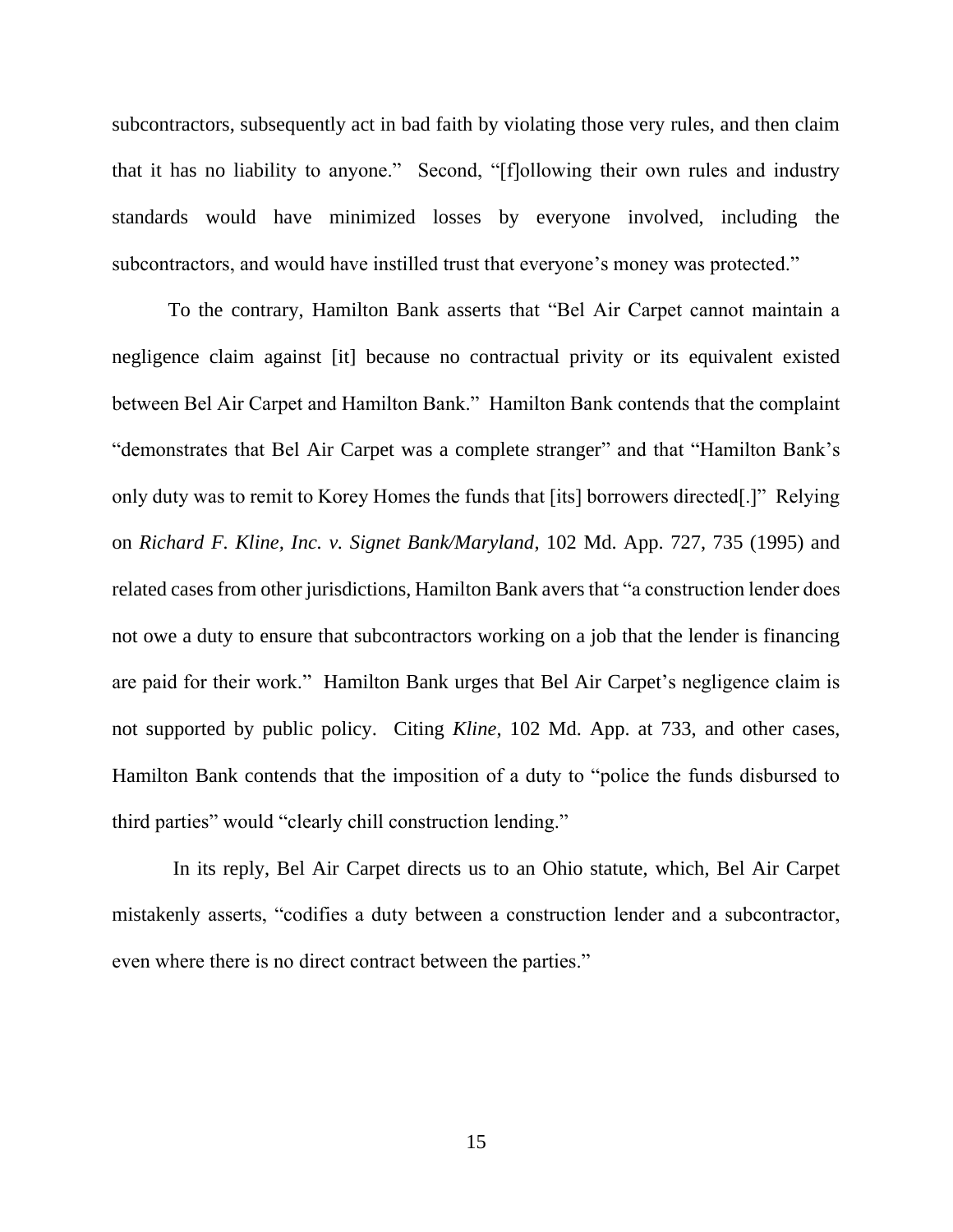subcontractors, subsequently act in bad faith by violating those very rules, and then claim that it has no liability to anyone." Second, "[f]ollowing their own rules and industry standards would have minimized losses by everyone involved, including the subcontractors, and would have instilled trust that everyone's money was protected."

To the contrary, Hamilton Bank asserts that "Bel Air Carpet cannot maintain a negligence claim against [it] because no contractual privity or its equivalent existed between Bel Air Carpet and Hamilton Bank." Hamilton Bank contends that the complaint "demonstrates that Bel Air Carpet was a complete stranger" and that "Hamilton Bank's only duty was to remit to Korey Homes the funds that [its] borrowers directed[.]" Relying on *Richard F. Kline, Inc. v. Signet Bank/Maryland*, 102 Md. App. 727, 735 (1995) and related cases from other jurisdictions, Hamilton Bank avers that "a construction lender does not owe a duty to ensure that subcontractors working on a job that the lender is financing are paid for their work." Hamilton Bank urges that Bel Air Carpet's negligence claim is not supported by public policy. Citing *Kline*, 102 Md. App. at 733, and other cases, Hamilton Bank contends that the imposition of a duty to "police the funds disbursed to third parties" would "clearly chill construction lending."

In its reply, Bel Air Carpet directs us to an Ohio statute, which, Bel Air Carpet mistakenly asserts, "codifies a duty between a construction lender and a subcontractor, even where there is no direct contract between the parties."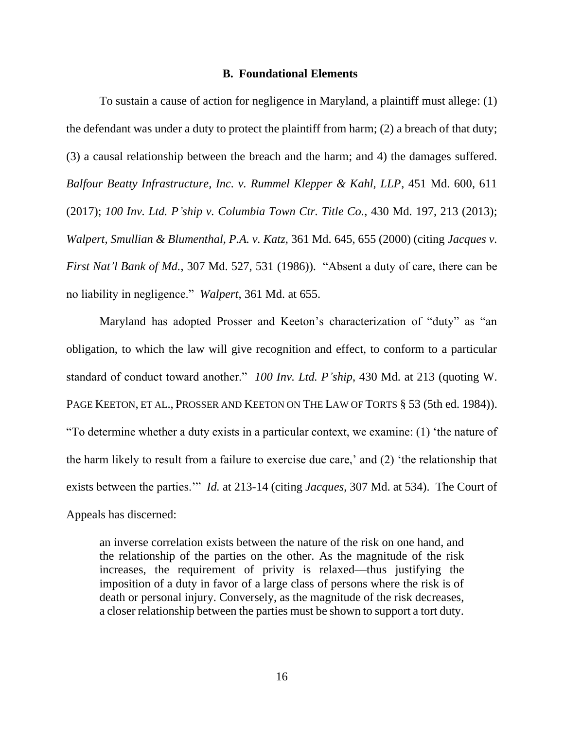### B. Foundational Elements

To sustain a cause of action for negligence in Maryland, a plaintiff must allege: (1) the defendant was under a duty to protect the plaintiff from harm; (2) a breach of that duty; (3) a causal relationship between the breach and the harm; and 4) the damages suffered. *Balfour Beatty Infrastructure, Inc. v. Rummel Klepper & Kahl, LLP*, 451 Md. 600, 611 (2017); *100 Inv. Ltd. P'ship v. Columbia Town Ctr. Title Co.*, 430 Md. 197, 213 (2013); *Walpert, Smullian & Blumenthal, P.A. v. Katz*, 361 Md. 645, 655 (2000) (citing *Jacques v. First Nat'l Bank of Md.*, 307 Md. 527, 531 (1986)). "Absent a duty of care, there can be no liability in negligence." *Walpert*, 361 Md. at 655.

Maryland has adopted Prosser and Keeton's characterization of "duty" as "an obligation, to which the law will give recognition and effect, to conform to a particular standard of conduct toward another." *100 Inv. Ltd. P'ship*, 430 Md. at 213 (quoting W. PAGE KEETON, ET AL., PROSSER AND KEETON ON THE LAW OF TORTS § 53 (5th ed. 1984)). "To determine whether a duty exists in a particular context, we examine: (1) 'the nature of the harm likely to result from a failure to exercise due care,' and (2) 'the relationship that exists between the parties.'" *Id.* at 213-14 (citing *Jacques*, 307 Md. at 534). The Court of Appeals has discerned:

> an inverse correlation exists between the nature of the risk on one hand, and the relationship of the parties on the other. As the magnitude of the risk increases, the requirement of privity is relaxed—thus justifying the imposition of a duty in favor of a large class of persons where the risk is of death or personal injury. Conversely, as the magnitude of the risk decreases, a closer relationship between the parties must be shown to support a tort duty.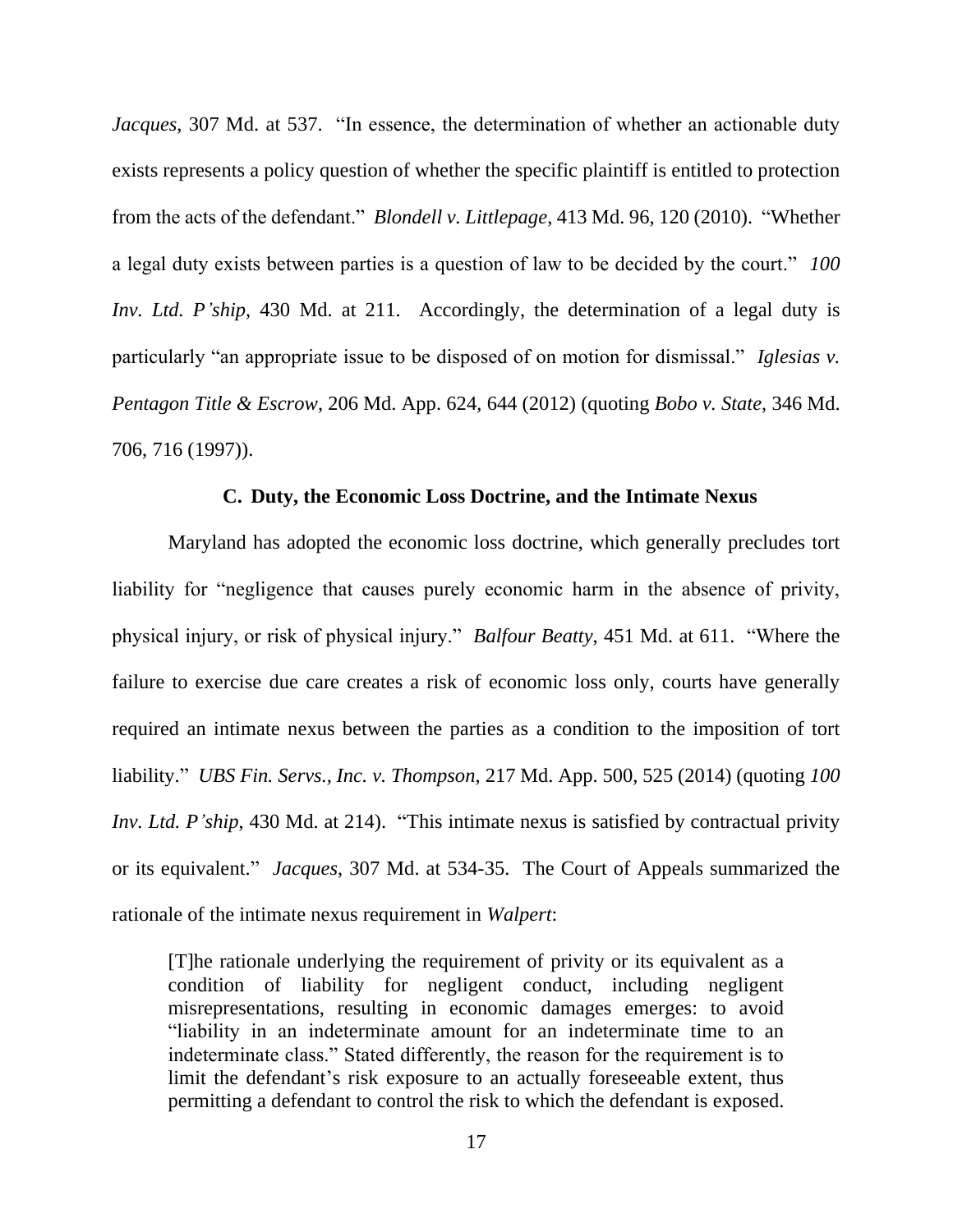*Jacques*, 307 Md. at 537. "In essence, the determination of whether an actionable duty exists represents a policy question of whether the specific plaintiff is entitled to protection from the acts of the defendant." *Blondell v. Littlepage*, 413 Md. 96, 120 (2010). "Whether a legal duty exists between parties is a question of law to be decided by the court." *100 Inv. Ltd. P'ship*, 430 Md. at 211. Accordingly, the determination of a legal duty is particularly "an appropriate issue to be disposed of on motion for dismissal." *Iglesias v. Pentagon Title & Escrow*, 206 Md. App. 624, 644 (2012) (quoting *Bobo v. State*, 346 Md. 706, 716 (1997)).

### C. Duty, the Economic Loss Doctrine, and the Intimate Nexus

Maryland has adopted the economic loss doctrine, which generally precludes tort liability for "negligence that causes purely economic harm in the absence of privity, physical injury, or risk of physical injury." *Balfour Beatty*, 451 Md. at 611. "Where the failure to exercise due care creates a risk of economic loss only, courts have generally required an intimate nexus between the parties as a condition to the imposition of tort liability." *UBS Fin. Servs., Inc. v. Thompson*, 217 Md. App. 500, 525 (2014) (quoting *100 Inv. Ltd. P'ship*, 430 Md. at 214). "This intimate nexus is satisfied by contractual privity or its equivalent." *Jacques*, 307 Md. at 534-35. The Court of Appeals summarized the rationale of the intimate nexus requirement in *Walpert*:

> [T]he rationale underlying the requirement of privity or its equivalent as a condition of liability for negligent conduct, including negligent misrepresentations, resulting in economic damages emerges: to avoid "liability in an indeterminate amount for an indeterminate time to an indeterminate class." Stated differently, the reason for the requirement is to limit the defendant's risk exposure to an actually foreseeable extent, thus permitting a defendant to control the risk to which the defendant is exposed.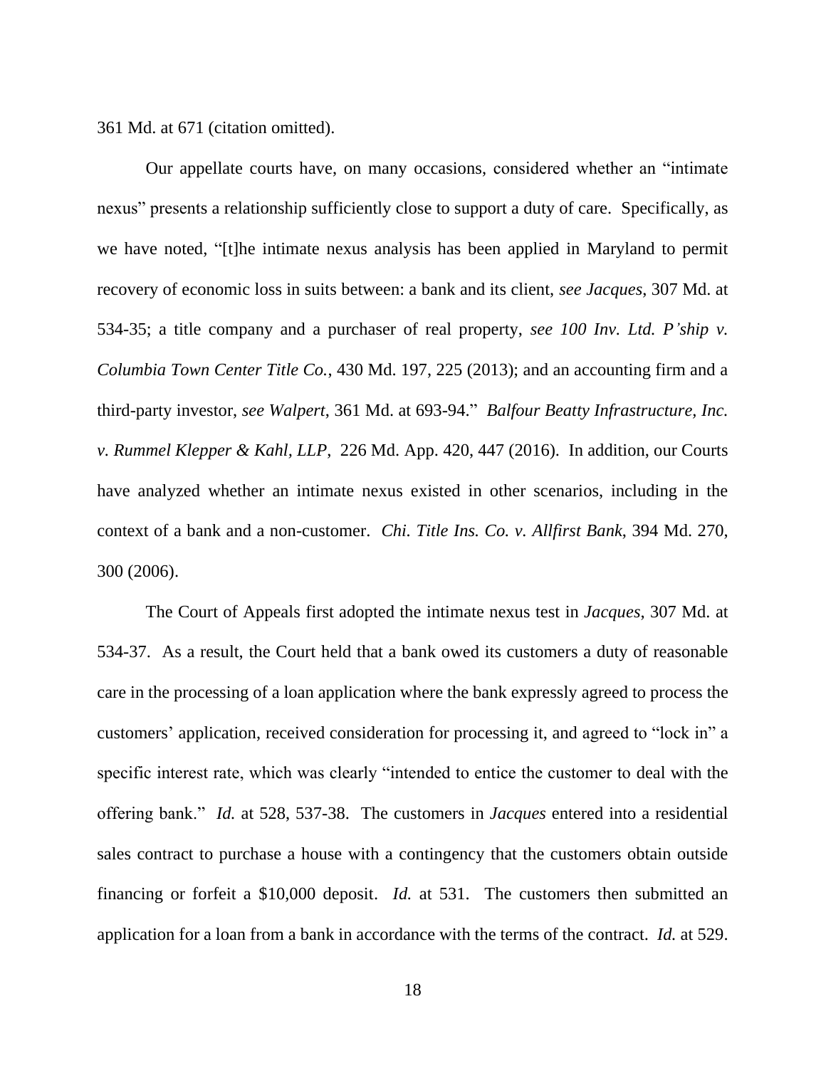361 Md. at 671 (citation omitted).

Our appellate courts have, on many occasions, considered whether an "intimate nexus" presents a relationship sufficiently close to support a duty of care. Specifically, as we have noted, "[t]he intimate nexus analysis has been applied in Maryland to permit recovery of economic loss in suits between: a bank and its client, *see Jacques*, 307 Md. at 534-35; a title company and a purchaser of real property, *see 100 Inv. Ltd. P'ship v. Columbia Town Center Title Co.*, 430 Md. 197, 225 (2013); and an accounting firm and a third-party investor, *see Walpert*, 361 Md. at 693-94." *Balfour Beatty Infrastructure, Inc. v. Rummel Klepper & Kahl, LLP*, 226 Md. App. 420, 447 (2016). In addition, our Courts have analyzed whether an intimate nexus existed in other scenarios, including in the context of a bank and a non-customer. *Chi. Title Ins. Co. v. Allfirst Bank*, 394 Md. 270, 300 (2006).

The Court of Appeals first adopted the intimate nexus test in *Jacques*, 307 Md. at 534-37. As a result, the Court held that a bank owed its customers a duty of reasonable care in the processing of a loan application where the bank expressly agreed to process the customers' application, received consideration for processing it, and agreed to "lock in" a specific interest rate, which was clearly "intended to entice the customer to deal with the offering bank." *Id.* at 528, 537-38. The customers in *Jacques* entered into a residential sales contract to purchase a house with a contingency that the customers obtain outside financing or forfeit a $10,000 deposit. *Id.* at 531. The customers then submitted an application for a loan from a bank in accordance with the terms of the contract. *Id.* at 529.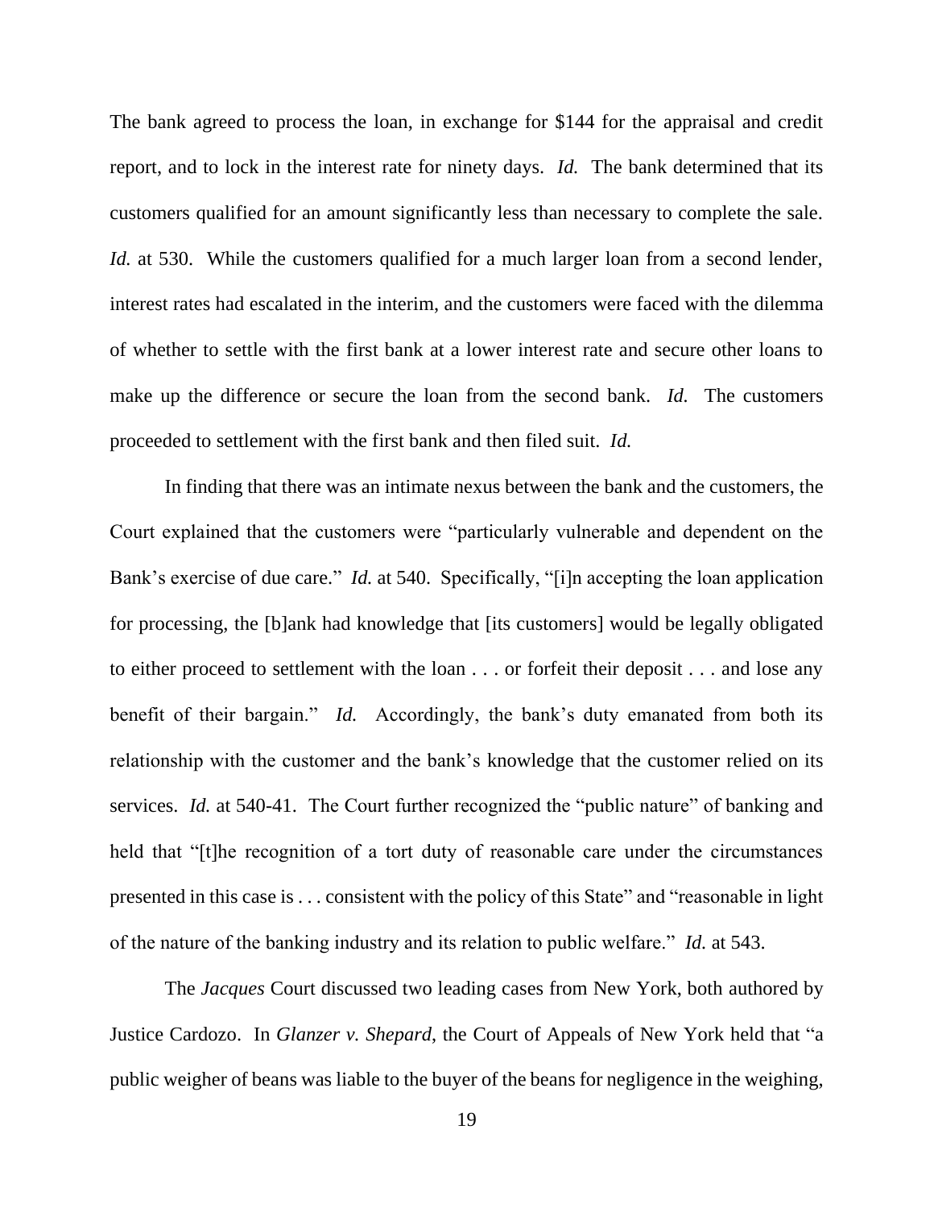The bank agreed to process the loan, in exchange for $144 for the appraisal and credit report, and to lock in the interest rate for ninety days. *Id.* The bank determined that its customers qualified for an amount significantly less than necessary to complete the sale. *Id.* at 530. While the customers qualified for a much larger loan from a second lender, interest rates had escalated in the interim, and the customers were faced with the dilemma of whether to settle with the first bank at a lower interest rate and secure other loans to make up the difference or secure the loan from the second bank. *Id.* The customers proceeded to settlement with the first bank and then filed suit. *Id.*

In finding that there was an intimate nexus between the bank and the customers, the Court explained that the customers were "particularly vulnerable and dependent on the Bank's exercise of due care." *Id.* at 540. Specifically, "[i]n accepting the loan application for processing, the [b]ank had knowledge that [its customers] would be legally obligated to either proceed to settlement with the loan . . . or forfeit their deposit . . . and lose any benefit of their bargain." *Id.* Accordingly, the bank's duty emanated from both its relationship with the customer and the bank's knowledge that the customer relied on its services. *Id.* at 540-41. The Court further recognized the "public nature" of banking and held that "[t]he recognition of a tort duty of reasonable care under the circumstances presented in this case is . . . consistent with the policy of this State" and "reasonable in light of the nature of the banking industry and its relation to public welfare." *Id.* at 543.

The *Jacques* Court discussed two leading cases from New York, both authored by Justice Cardozo. In *Glanzer v. Shepard*, the Court of Appeals of New York held that "a public weigher of beans was liable to the buyer of the beans for negligence in the weighing,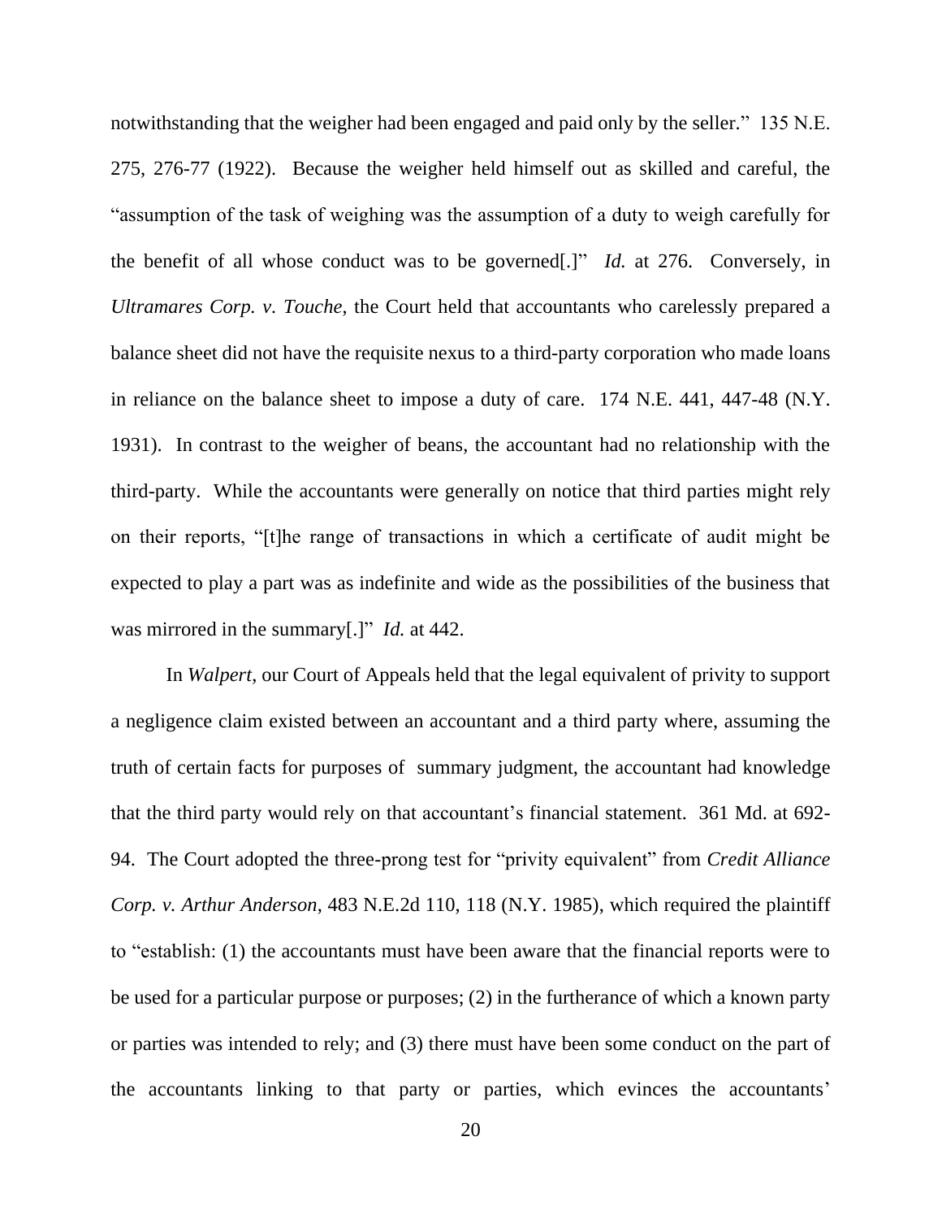notwithstanding that the weigher had been engaged and paid only by the seller." 135 N.E. 275, 276-77 (1922). Because the weigher held himself out as skilled and careful, the "assumption of the task of weighing was the assumption of a duty to weigh carefully for the benefit of all whose conduct was to be governed[.]" *Id.* at 276. Conversely, in *Ultramares Corp. v. Touche*, the Court held that accountants who carelessly prepared a balance sheet did not have the requisite nexus to a third-party corporation who made loans in reliance on the balance sheet to impose a duty of care. 174 N.E. 441, 447-48 (N.Y. 1931). In contrast to the weigher of beans, the accountant had no relationship with the third-party. While the accountants were generally on notice that third parties might rely on their reports, "[t]he range of transactions in which a certificate of audit might be expected to play a part was as indefinite and wide as the possibilities of the business that was mirrored in the summary[.]" *Id.* at 442.

In *Walpert*, our Court of Appeals held that the legal equivalent of privity to support a negligence claim existed between an accountant and a third party where, assuming the truth of certain facts for purposes of summary judgment, the accountant had knowledge that the third party would rely on that accountant's financial statement. 361 Md. at 692-94. The Court adopted the three-prong test for "privity equivalent" from *Credit Alliance Corp. v. Arthur Anderson*, 483 N.E.2d 110, 118 (N.Y. 1985), which required the plaintiff to "establish: (1) the accountants must have been aware that the financial reports were to be used for a particular purpose or purposes; (2) in the furtherance of which a known party or parties was intended to rely; and (3) there must have been some conduct on the part of the accountants linking to that party or parties, which evinces the accountants'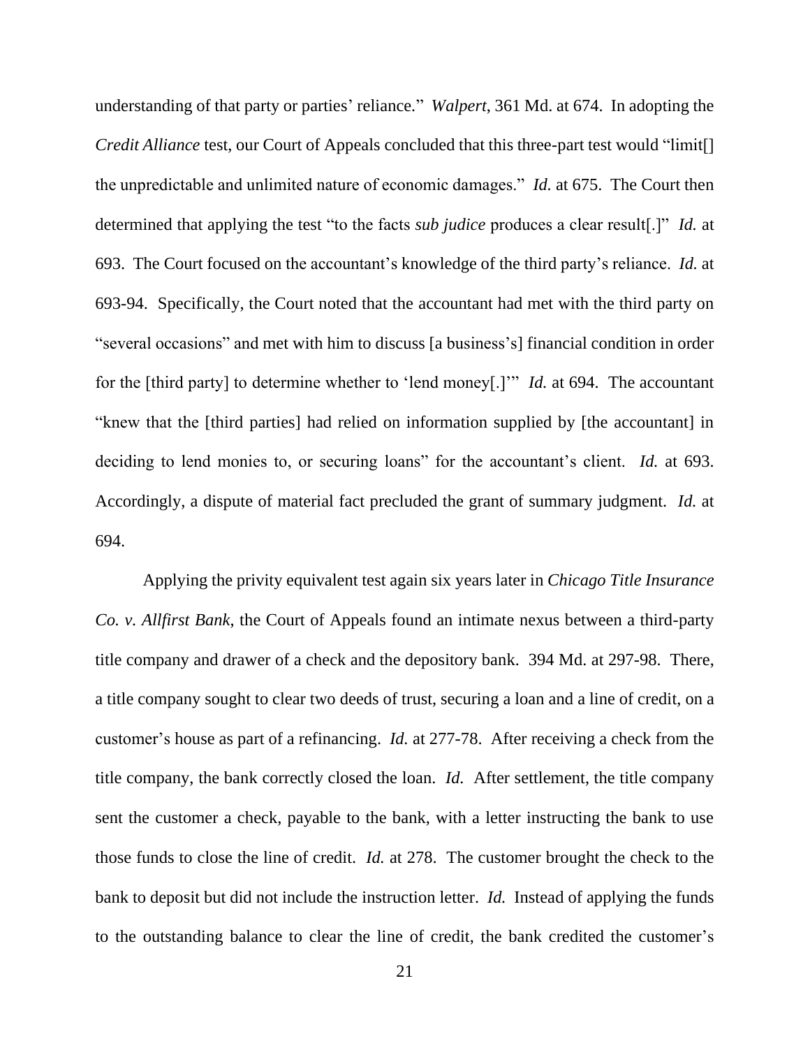understanding of that party or parties' reliance." *Walpert*, 361 Md. at 674. In adopting the *Credit Alliance* test, our Court of Appeals concluded that this three-part test would "limit[] the unpredictable and unlimited nature of economic damages." *Id.* at 675. The Court then determined that applying the test "to the facts *sub judice* produces a clear result[.]" *Id.* at 693. The Court focused on the accountant's knowledge of the third party's reliance. *Id.* at 693-94. Specifically, the Court noted that the accountant had met with the third party on "several occasions" and met with him to discuss [a business's] financial condition in order for the [third party] to determine whether to 'lend money[.]'" *Id.* at 694. The accountant "knew that the [third parties] had relied on information supplied by [the accountant] in deciding to lend monies to, or securing loans" for the accountant's client. *Id.* at 693. Accordingly, a dispute of material fact precluded the grant of summary judgment. *Id.* at 694.

Applying the privity equivalent test again six years later in *Chicago Title Insurance Co. v. Allfirst Bank*, the Court of Appeals found an intimate nexus between a third-party title company and drawer of a check and the depository bank. 394 Md. at 297-98. There, a title company sought to clear two deeds of trust, securing a loan and a line of credit, on a customer's house as part of a refinancing. *Id.* at 277-78. After receiving a check from the title company, the bank correctly closed the loan. *Id.* After settlement, the title company sent the customer a check, payable to the bank, with a letter instructing the bank to use those funds to close the line of credit. *Id.* at 278. The customer brought the check to the bank to deposit but did not include the instruction letter. *Id.* Instead of applying the funds to the outstanding balance to clear the line of credit, the bank credited the customer's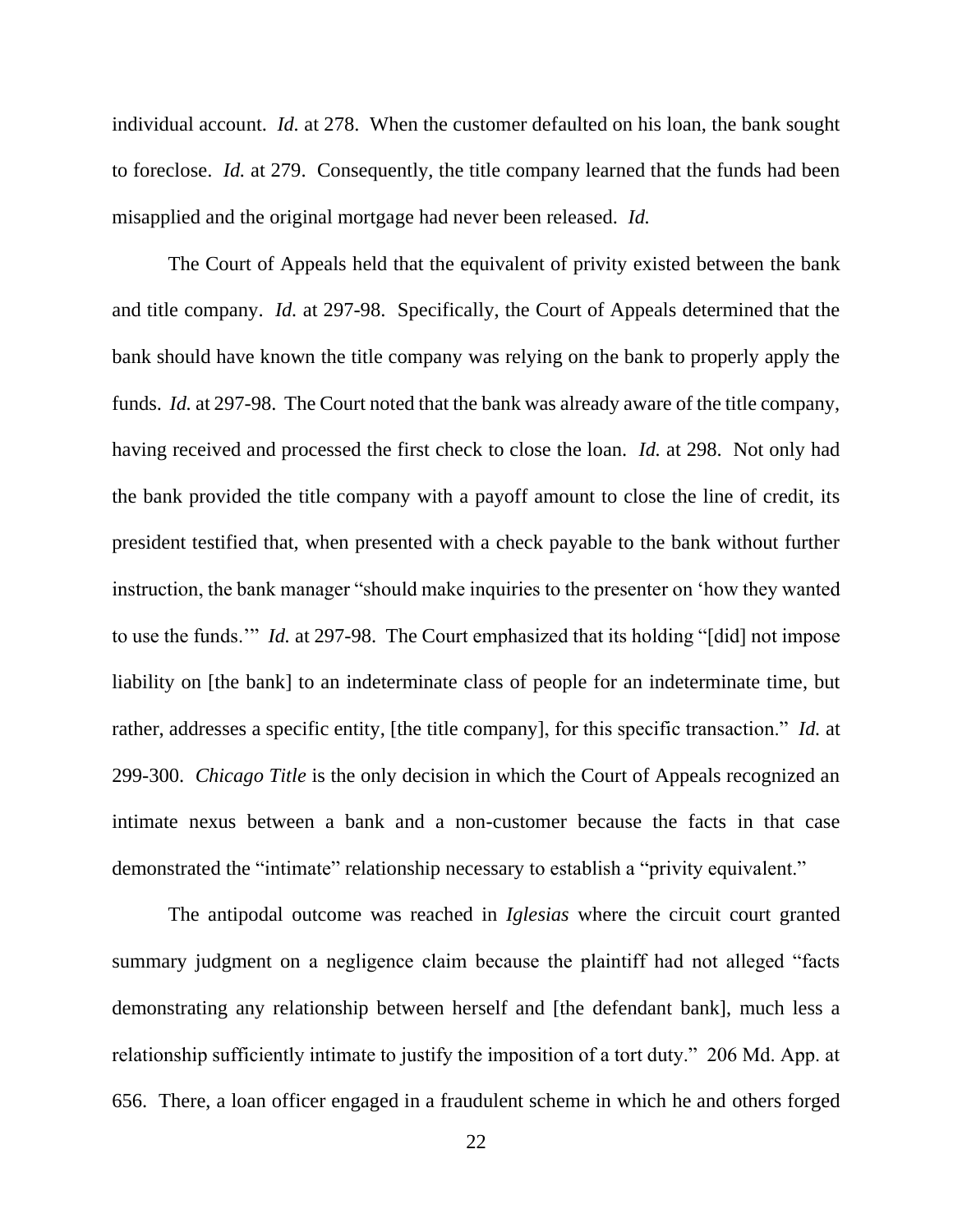individual account. *Id.* at 278. When the customer defaulted on his loan, the bank sought to foreclose. *Id.* at 279. Consequently, the title company learned that the funds had been misapplied and the original mortgage had never been released. *Id.*

The Court of Appeals held that the equivalent of privity existed between the bank and title company. *Id.* at 297-98. Specifically, the Court of Appeals determined that the bank should have known the title company was relying on the bank to properly apply the funds. *Id.* at 297-98. The Court noted that the bank was already aware of the title company, having received and processed the first check to close the loan. *Id.* at 298. Not only had the bank provided the title company with a payoff amount to close the line of credit, its president testified that, when presented with a check payable to the bank without further instruction, the bank manager "should make inquiries to the presenter on 'how they wanted to use the funds.'" *Id.* at 297-98. The Court emphasized that its holding "[did] not impose liability on [the bank] to an indeterminate class of people for an indeterminate time, but rather, addresses a specific entity, [the title company], for this specific transaction." *Id.* at 299-300. *Chicago Title* is the only decision in which the Court of Appeals recognized an intimate nexus between a bank and a non-customer because the facts in that case demonstrated the "intimate" relationship necessary to establish a "privity equivalent."

The antipodal outcome was reached in *Iglesias* where the circuit court granted summary judgment on a negligence claim because the plaintiff had not alleged "facts demonstrating any relationship between herself and [the defendant bank], much less a relationship sufficiently intimate to justify the imposition of a tort duty." 206 Md. App. at 656. There, a loan officer engaged in a fraudulent scheme in which he and others forged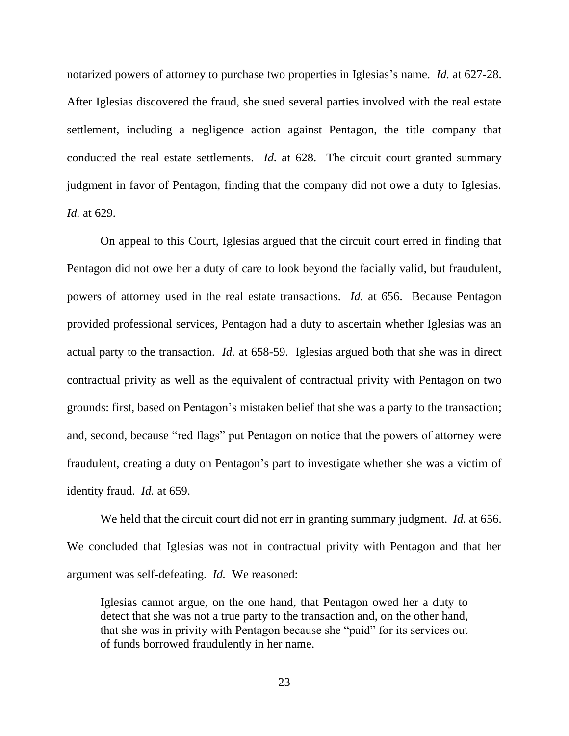notarized powers of attorney to purchase two properties in Iglesias's name. *Id.* at 627-28. After Iglesias discovered the fraud, she sued several parties involved with the real estate settlement, including a negligence action against Pentagon, the title company that conducted the real estate settlements. *Id.* at 628. The circuit court granted summary judgment in favor of Pentagon, finding that the company did not owe a duty to Iglesias. *Id.* at 629.

On appeal to this Court, Iglesias argued that the circuit court erred in finding that Pentagon did not owe her a duty of care to look beyond the facially valid, but fraudulent, powers of attorney used in the real estate transactions. *Id.* at 656. Because Pentagon provided professional services, Pentagon had a duty to ascertain whether Iglesias was an actual party to the transaction. *Id.* at 658-59. Iglesias argued both that she was in direct contractual privity as well as the equivalent of contractual privity with Pentagon on two grounds: first, based on Pentagon's mistaken belief that she was a party to the transaction; and, second, because "red flags" put Pentagon on notice that the powers of attorney were fraudulent, creating a duty on Pentagon's part to investigate whether she was a victim of identity fraud. *Id.* at 659.

We held that the circuit court did not err in granting summary judgment. *Id.* at 656. We concluded that Iglesias was not in contractual privity with Pentagon and that her argument was self-defeating. *Id.* We reasoned:

> Iglesias cannot argue, on the one hand, that Pentagon owed her a duty to detect that she was not a true party to the transaction and, on the other hand, that she was in privity with Pentagon because she "paid" for its services out of funds borrowed fraudulently in her name.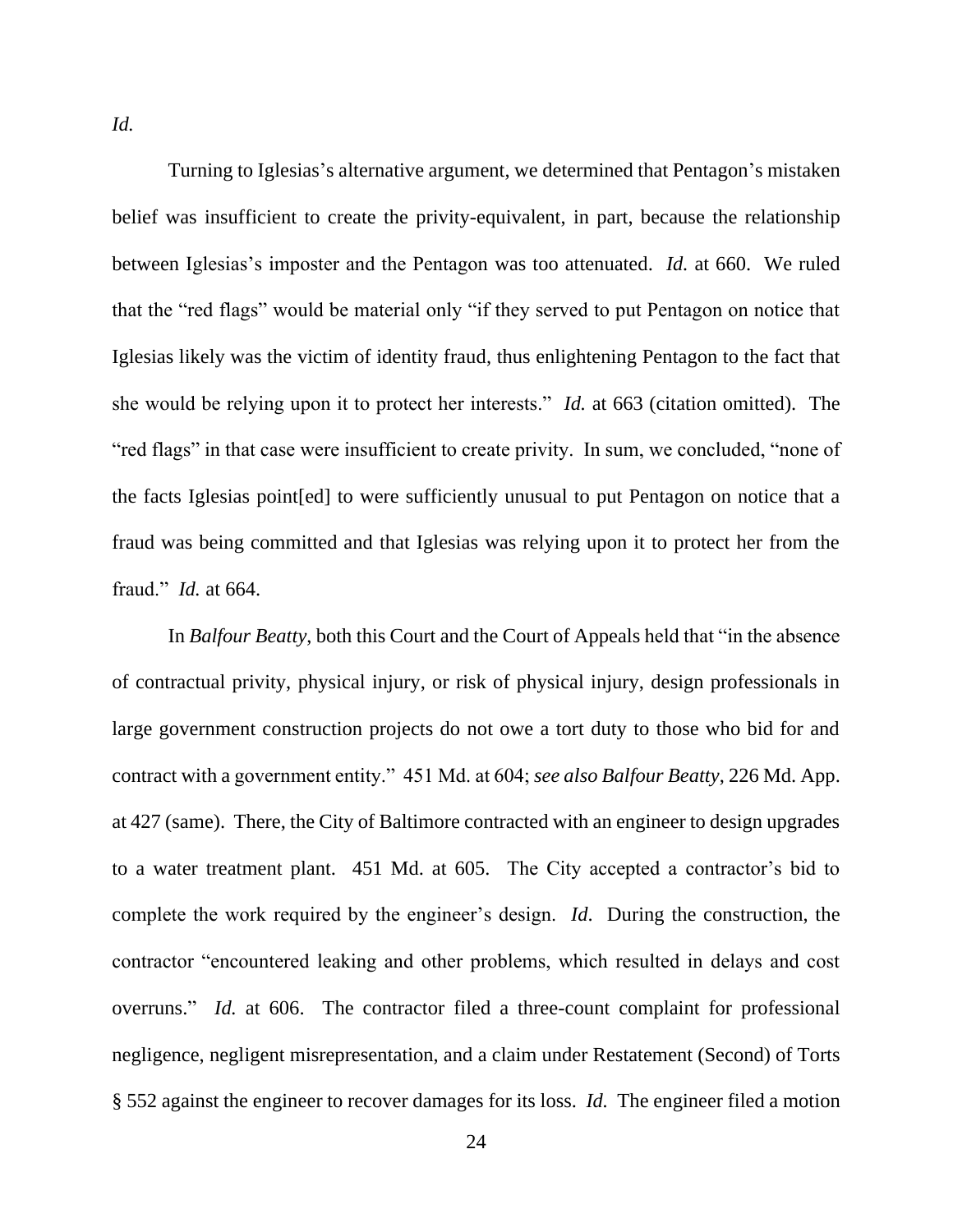*Id.*

Turning to Iglesias's alternative argument, we determined that Pentagon's mistaken belief was insufficient to create the privity-equivalent, in part, because the relationship between Iglesias's imposter and the Pentagon was too attenuated. *Id.* at 660. We ruled that the "red flags" would be material only "if they served to put Pentagon on notice that Iglesias likely was the victim of identity fraud, thus enlightening Pentagon to the fact that she would be relying upon it to protect her interests." *Id.* at 663 (citation omitted). The "red flags" in that case were insufficient to create privity. In sum, we concluded, "none of the facts Iglesias point[ed] to were sufficiently unusual to put Pentagon on notice that a fraud was being committed and that Iglesias was relying upon it to protect her from the fraud." *Id.* at 664.

In *Balfour Beatty*, both this Court and the Court of Appeals held that "in the absence of contractual privity, physical injury, or risk of physical injury, design professionals in large government construction projects do not owe a tort duty to those who bid for and contract with a government entity." 451 Md. at 604; *see also Balfour Beatty*, 226 Md. App. at 427 (same). There, the City of Baltimore contracted with an engineer to design upgrades to a water treatment plant. 451 Md. at 605. The City accepted a contractor's bid to complete the work required by the engineer's design. *Id*. During the construction, the contractor "encountered leaking and other problems, which resulted in delays and cost overruns." *Id.* at 606. The contractor filed a three-count complaint for professional negligence, negligent misrepresentation, and a claim under Restatement (Second) of Torts § 552 against the engineer to recover damages for its loss. *Id.* The engineer filed a motion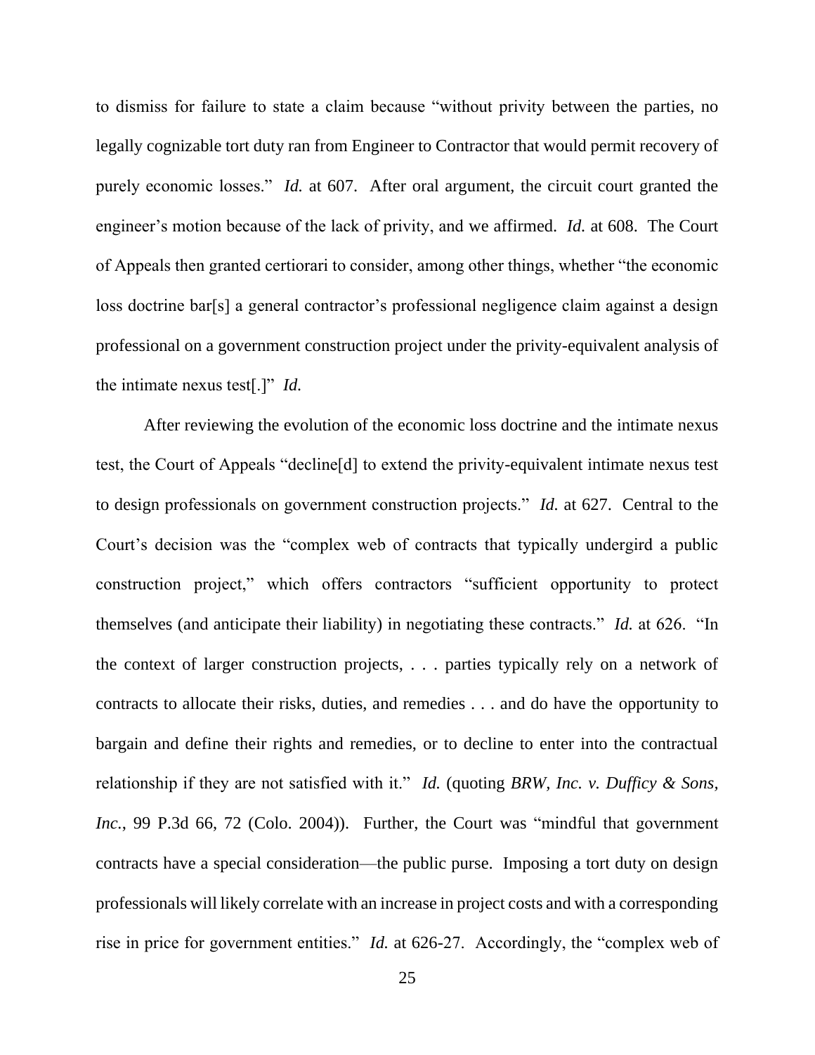to dismiss for failure to state a claim because "without privity between the parties, no legally cognizable tort duty ran from Engineer to Contractor that would permit recovery of purely economic losses." *Id.* at 607. After oral argument, the circuit court granted the engineer's motion because of the lack of privity, and we affirmed. *Id.* at 608. The Court of Appeals then granted certiorari to consider, among other things, whether "the economic loss doctrine bar[s] a general contractor's professional negligence claim against a design professional on a government construction project under the privity-equivalent analysis of the intimate nexus test[.]" *Id.*

After reviewing the evolution of the economic loss doctrine and the intimate nexus test, the Court of Appeals "decline[d] to extend the privity-equivalent intimate nexus test to design professionals on government construction projects." *Id.* at 627. Central to the Court's decision was the "complex web of contracts that typically undergird a public construction project," which offers contractors "sufficient opportunity to protect themselves (and anticipate their liability) in negotiating these contracts." *Id.* at 626. "In the context of larger construction projects, . . . parties typically rely on a network of contracts to allocate their risks, duties, and remedies . . . and do have the opportunity to bargain and define their rights and remedies, or to decline to enter into the contractual relationship if they are not satisfied with it." *Id.* (quoting *BRW, Inc. v. Dufficy & Sons, Inc.*, 99 P.3d 66, 72 (Colo. 2004)). Further, the Court was "mindful that government contracts have a special consideration—the public purse. Imposing a tort duty on design professionals will likely correlate with an increase in project costs and with a corresponding rise in price for government entities." *Id.* at 626-27. Accordingly, the "complex web of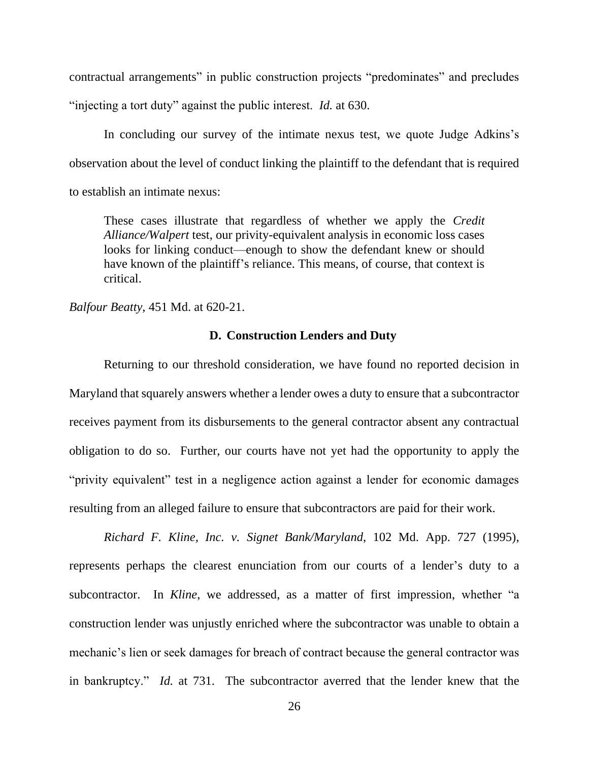contractual arrangements" in public construction projects "predominates" and precludes "injecting a tort duty" against the public interest. *Id.* at 630.

In concluding our survey of the intimate nexus test, we quote Judge Adkins's observation about the level of conduct linking the plaintiff to the defendant that is required to establish an intimate nexus:

> These cases illustrate that regardless of whether we apply the *Credit Alliance/Walpert* test, our privity-equivalent analysis in economic loss cases looks for linking conduct—enough to show the defendant knew or should have known of the plaintiff's reliance. This means, of course, that context is critical.

*Balfour Beatty*, 451 Md. at 620-21.

### D. Construction Lenders and Duty

Returning to our threshold consideration, we have found no reported decision in Maryland that squarely answers whether a lender owes a duty to ensure that a subcontractor receives payment from its disbursements to the general contractor absent any contractual obligation to do so. Further, our courts have not yet had the opportunity to apply the "privity equivalent" test in a negligence action against a lender for economic damages resulting from an alleged failure to ensure that subcontractors are paid for their work.

*Richard F. Kline, Inc. v. Signet Bank/Maryland*, 102 Md. App. 727 (1995), represents perhaps the clearest enunciation from our courts of a lender's duty to a subcontractor. In *Kline*, we addressed, as a matter of first impression, whether "a construction lender was unjustly enriched where the subcontractor was unable to obtain a mechanic's lien or seek damages for breach of contract because the general contractor was in bankruptcy." *Id.* at 731. The subcontractor averred that the lender knew that the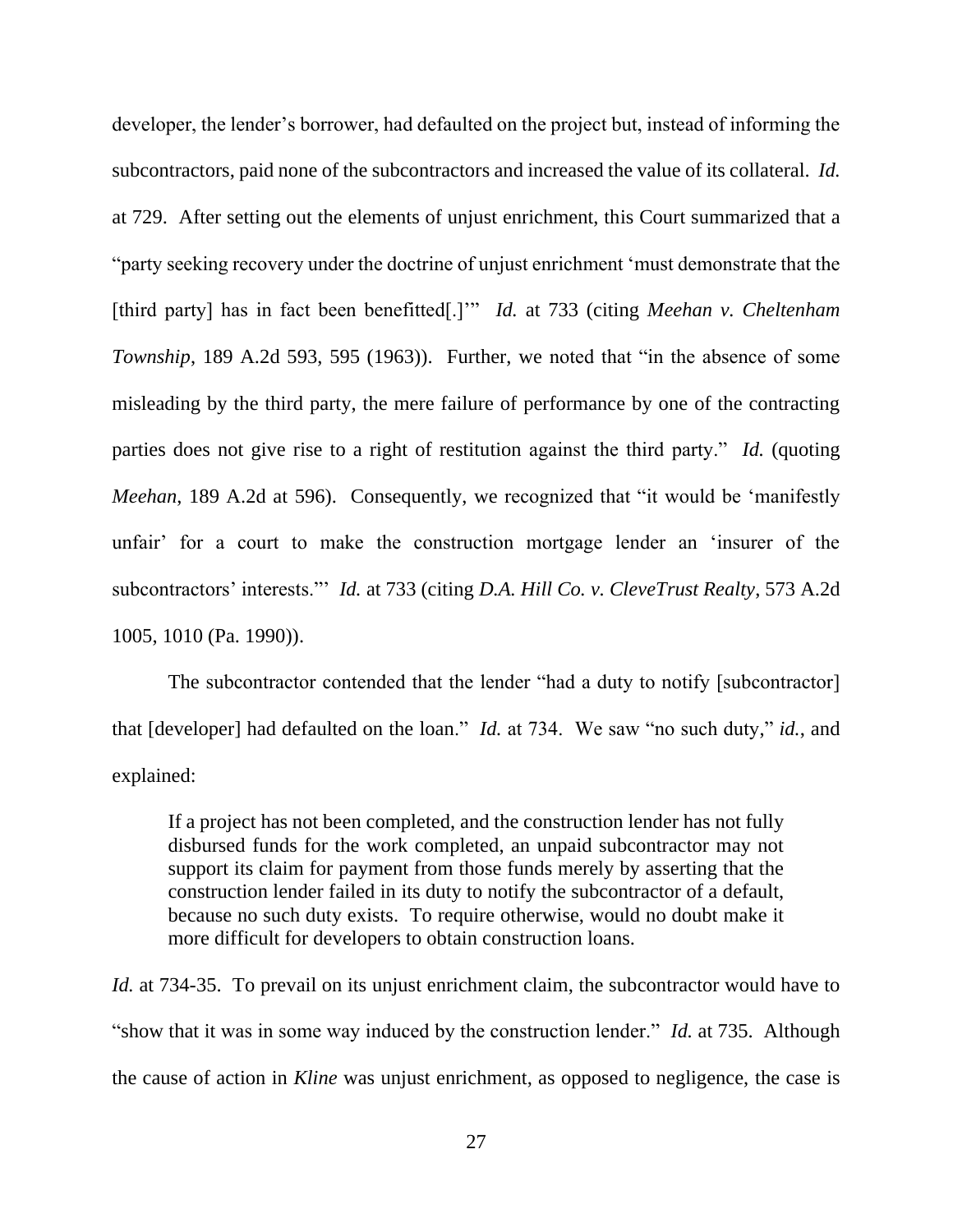developer, the lender's borrower, had defaulted on the project but, instead of informing the subcontractors, paid none of the subcontractors and increased the value of its collateral. *Id.* at 729. After setting out the elements of unjust enrichment, this Court summarized that a "party seeking recovery under the doctrine of unjust enrichment 'must demonstrate that the [third party] has in fact been benefitted[.]'" *Id.* at 733 (citing *Meehan v. Cheltenham Township*, 189 A.2d 593, 595 (1963)). Further, we noted that "in the absence of some misleading by the third party, the mere failure of performance by one of the contracting parties does not give rise to a right of restitution against the third party." *Id.* (quoting *Meehan*, 189 A.2d at 596). Consequently, we recognized that "it would be 'manifestly unfair' for a court to make the construction mortgage lender an 'insurer of the subcontractors' interests.'" *Id.* at 733 (citing *D.A. Hill Co. v. CleveTrust Realty*, 573 A.2d 1005, 1010 (Pa. 1990)).

The subcontractor contended that the lender "had a duty to notify [subcontractor] that [developer] had defaulted on the loan." *Id.* at 734. We saw "no such duty," *id.*, and explained:

> If a project has not been completed, and the construction lender has not fully disbursed funds for the work completed, an unpaid subcontractor may not support its claim for payment from those funds merely by asserting that the construction lender failed in its duty to notify the subcontractor of a default, because no such duty exists. To require otherwise, would no doubt make it more difficult for developers to obtain construction loans.

*Id.* at 734-35. To prevail on its unjust enrichment claim, the subcontractor would have to "show that it was in some way induced by the construction lender." *Id.* at 735. Although the cause of action in *Kline* was unjust enrichment, as opposed to negligence, the case is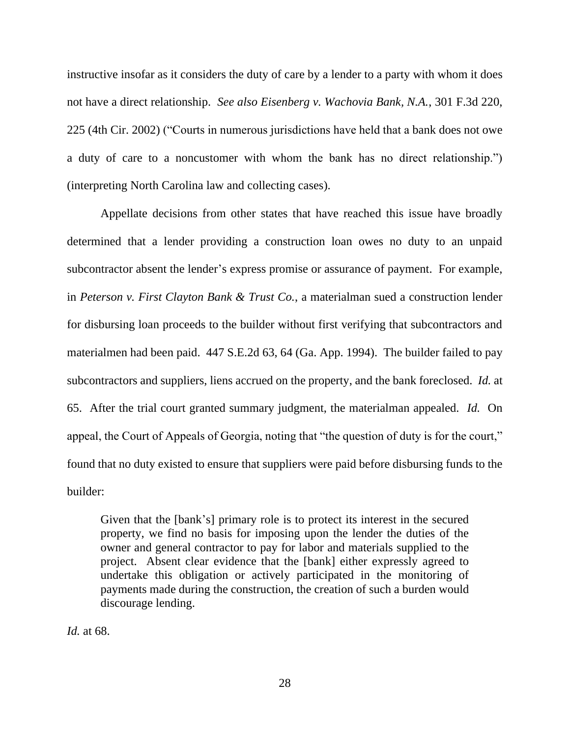instructive insofar as it considers the duty of care by a lender to a party with whom it does not have a direct relationship. *See also Eisenberg v. Wachovia Bank, N.A.*, 301 F.3d 220, 225 (4th Cir. 2002) ("Courts in numerous jurisdictions have held that a bank does not owe a duty of care to a noncustomer with whom the bank has no direct relationship.") (interpreting North Carolina law and collecting cases).

Appellate decisions from other states that have reached this issue have broadly determined that a lender providing a construction loan owes no duty to an unpaid subcontractor absent the lender's express promise or assurance of payment. For example, in *Peterson v. First Clayton Bank & Trust Co.*, a materialman sued a construction lender for disbursing loan proceeds to the builder without first verifying that subcontractors and materialmen had been paid. 447 S.E.2d 63, 64 (Ga. App. 1994). The builder failed to pay subcontractors and suppliers, liens accrued on the property, and the bank foreclosed. *Id.* at 65. After the trial court granted summary judgment, the materialman appealed. *Id.* On appeal, the Court of Appeals of Georgia, noting that "the question of duty is for the court," found that no duty existed to ensure that suppliers were paid before disbursing funds to the builder:

> Given that the [bank's] primary role is to protect its interest in the secured property, we find no basis for imposing upon the lender the duties of the owner and general contractor to pay for labor and materials supplied to the project. Absent clear evidence that the [bank] either expressly agreed to undertake this obligation or actively participated in the monitoring of payments made during the construction, the creation of such a burden would discourage lending.

*Id.* at 68.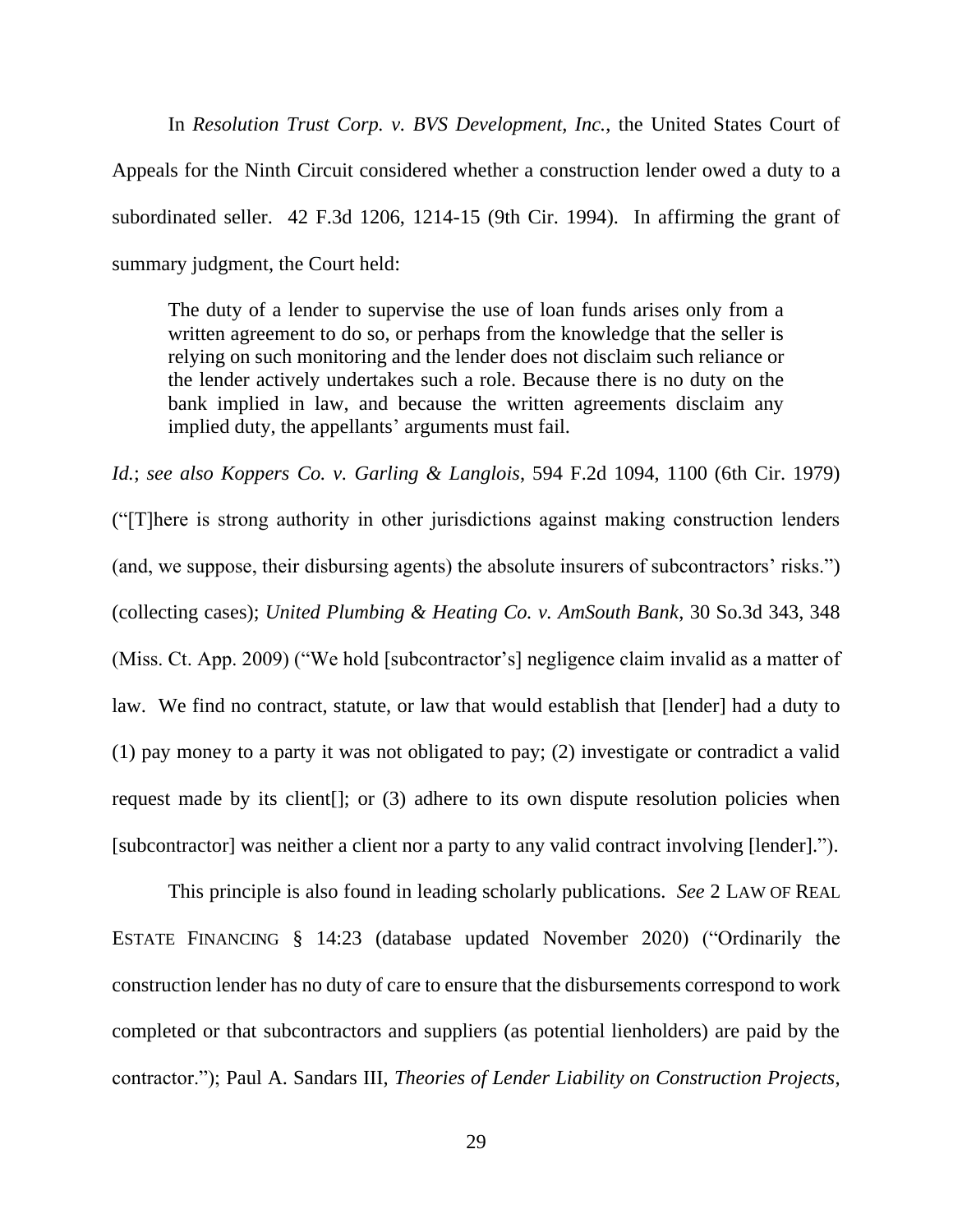In *Resolution Trust Corp. v. BVS Development, Inc.*, the United States Court of Appeals for the Ninth Circuit considered whether a construction lender owed a duty to a subordinated seller. 42 F.3d 1206, 1214-15 (9th Cir. 1994). In affirming the grant of summary judgment, the Court held:

> The duty of a lender to supervise the use of loan funds arises only from a written agreement to do so, or perhaps from the knowledge that the seller is relying on such monitoring and the lender does not disclaim such reliance or the lender actively undertakes such a role. Because there is no duty on the bank implied in law, and because the written agreements disclaim any implied duty, the appellants' arguments must fail.

*Id.*; *see also Koppers Co. v. Garling & Langlois*, 594 F.2d 1094, 1100 (6th Cir. 1979) ("[T]here is strong authority in other jurisdictions against making construction lenders (and, we suppose, their disbursing agents) the absolute insurers of subcontractors' risks.") (collecting cases); *United Plumbing & Heating Co. v. AmSouth Bank*, 30 So.3d 343, 348 (Miss. Ct. App. 2009) ("We hold [subcontractor's] negligence claim invalid as a matter of law. We find no contract, statute, or law that would establish that [lender] had a duty to (1) pay money to a party it was not obligated to pay; (2) investigate or contradict a valid request made by its client[]; or (3) adhere to its own dispute resolution policies when [subcontractor] was neither a client nor a party to any valid contract involving [lender].").

This principle is also found in leading scholarly publications. *See* 2 LAW OF REAL ESTATE FINANCING § 14:23 (database updated November 2020) ("Ordinarily the construction lender has no duty of care to ensure that the disbursements correspond to work completed or that subcontractors and suppliers (as potential lienholders) are paid by the contractor."); Paul A. Sandars III, *Theories of Lender Liability on Construction Projects*,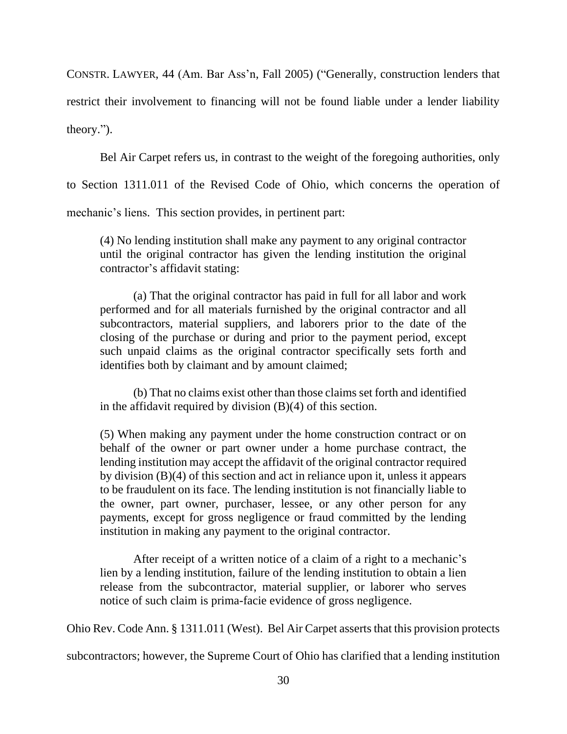CONSTR. LAWYER, 44 (Am. Bar Ass'n, Fall 2005) ("Generally, construction lenders that restrict their involvement to financing will not be found liable under a lender liability theory.").

Bel Air Carpet refers us, in contrast to the weight of the foregoing authorities, only to Section 1311.011 of the Revised Code of Ohio, which concerns the operation of mechanic's liens. This section provides, in pertinent part:

> (4) No lending institution shall make any payment to any original contractor until the original contractor has given the lending institution the original contractor's affidavit stating:
>
> (a) That the original contractor has paid in full for all labor and work performed and for all materials furnished by the original contractor and all subcontractors, material suppliers, and laborers prior to the date of the closing of the purchase or during and prior to the payment period, except such unpaid claims as the original contractor specifically sets forth and identifies both by claimant and by amount claimed;
>
> (b) That no claims exist other than those claims set forth and identified in the affidavit required by division (B)(4) of this section.
>
> (5) When making any payment under the home construction contract or on behalf of the owner or part owner under a home purchase contract, the lending institution may accept the affidavit of the original contractor required by division (B)(4) of this section and act in reliance upon it, unless it appears to be fraudulent on its face. The lending institution is not financially liable to the owner, part owner, purchaser, lessee, or any other person for any payments, except for gross negligence or fraud committed by the lending institution in making any payment to the original contractor.
>
> After receipt of a written notice of a claim of a right to a mechanic's lien by a lending institution, failure of the lending institution to obtain a lien release from the subcontractor, material supplier, or laborer who serves notice of such claim is prima-facie evidence of gross negligence.

Ohio Rev. Code Ann. § 1311.011 (West). Bel Air Carpet asserts that this provision protects subcontractors; however, the Supreme Court of Ohio has clarified that a lending institution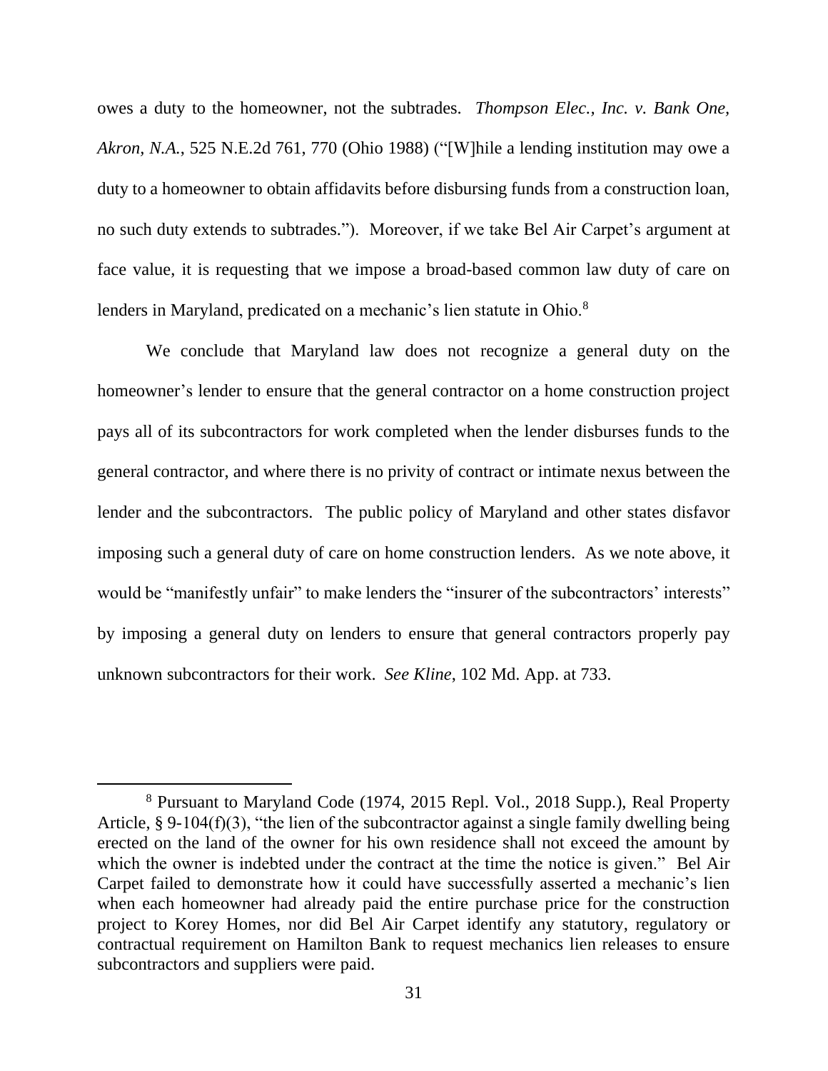owes a duty to the homeowner, not the subtrades. *Thompson Elec., Inc. v. Bank One, Akron, N.A.*, 525 N.E.2d 761, 770 (Ohio 1988) ("[W]hile a lending institution may owe a duty to a homeowner to obtain affidavits before disbursing funds from a construction loan, no such duty extends to subtrades."). Moreover, if we take Bel Air Carpet's argument at face value, it is requesting that we impose a broad-based common law duty of care on lenders in Maryland, predicated on a mechanic's lien statute in Ohio.[8]

We conclude that Maryland law does not recognize a general duty on the homeowner's lender to ensure that the general contractor on a home construction project pays all of its subcontractors for work completed when the lender disburses funds to the general contractor, and where there is no privity of contract or intimate nexus between the lender and the subcontractors. The public policy of Maryland and other states disfavor imposing such a general duty of care on home construction lenders. As we note above, it would be "manifestly unfair" to make lenders the "insurer of the subcontractors' interests" by imposing a general duty on lenders to ensure that general contractors properly pay unknown subcontractors for their work. *See Kline*, 102 Md. App. at 733.

---

[8] Pursuant to Maryland Code (1974, 2015 Repl. Vol., 2018 Supp.), Real Property Article, § 9-104(f)(3), "the lien of the subcontractor against a single family dwelling being erected on the land of the owner for his own residence shall not exceed the amount by which the owner is indebted under the contract at the time the notice is given." Bel Air Carpet failed to demonstrate how it could have successfully asserted a mechanic's lien when each homeowner had already paid the entire purchase price for the construction project to Korey Homes, nor did Bel Air Carpet identify any statutory, regulatory or contractual requirement on Hamilton Bank to request mechanics lien releases to ensure subcontractors and suppliers were paid.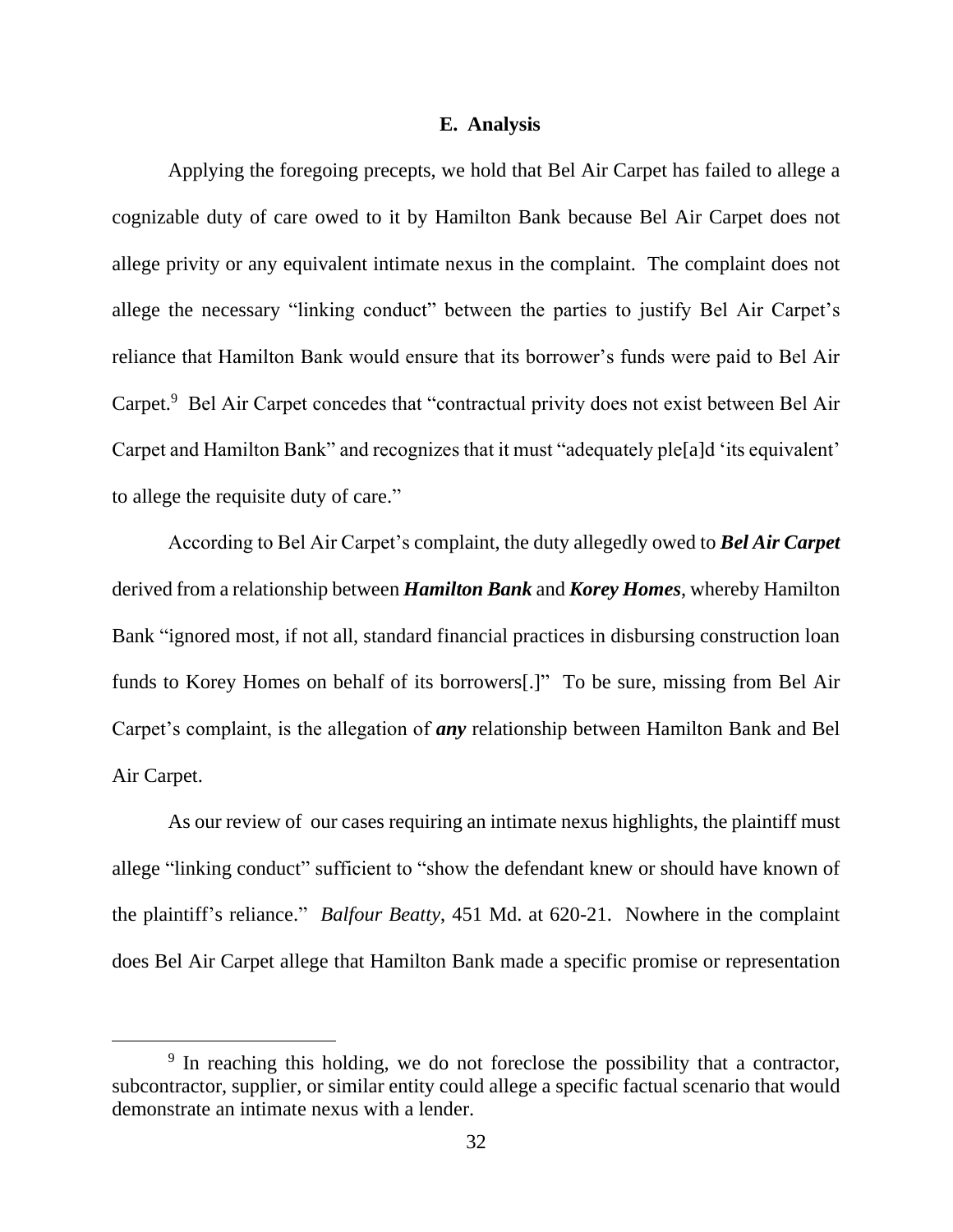### E. Analysis

Applying the foregoing precepts, we hold that Bel Air Carpet has failed to allege a cognizable duty of care owed to it by Hamilton Bank because Bel Air Carpet does not allege privity or any equivalent intimate nexus in the complaint. The complaint does not allege the necessary "linking conduct" between the parties to justify Bel Air Carpet's reliance that Hamilton Bank would ensure that its borrower's funds were paid to Bel Air Carpet.[9] Bel Air Carpet concedes that "contractual privity does not exist between Bel Air Carpet and Hamilton Bank" and recognizes that it must "adequately ple[a]d 'its equivalent' to allege the requisite duty of care."

According to Bel Air Carpet's complaint, the duty allegedly owed to ***Bel Air Carpet*** derived from a relationship between ***Hamilton Bank*** and ***Korey Homes***, whereby Hamilton Bank "ignored most, if not all, standard financial practices in disbursing construction loan funds to Korey Homes on behalf of its borrowers[.]" To be sure, missing from Bel Air Carpet's complaint, is the allegation of ***any*** relationship between Hamilton Bank and Bel Air Carpet.

As our review of our cases requiring an intimate nexus highlights, the plaintiff must allege "linking conduct" sufficient to "show the defendant knew or should have known of the plaintiff's reliance." *Balfour Beatty*, 451 Md. at 620-21. Nowhere in the complaint does Bel Air Carpet allege that Hamilton Bank made a specific promise or representation

---

[9] In reaching this holding, we do not foreclose the possibility that a contractor, subcontractor, supplier, or similar entity could allege a specific factual scenario that would demonstrate an intimate nexus with a lender.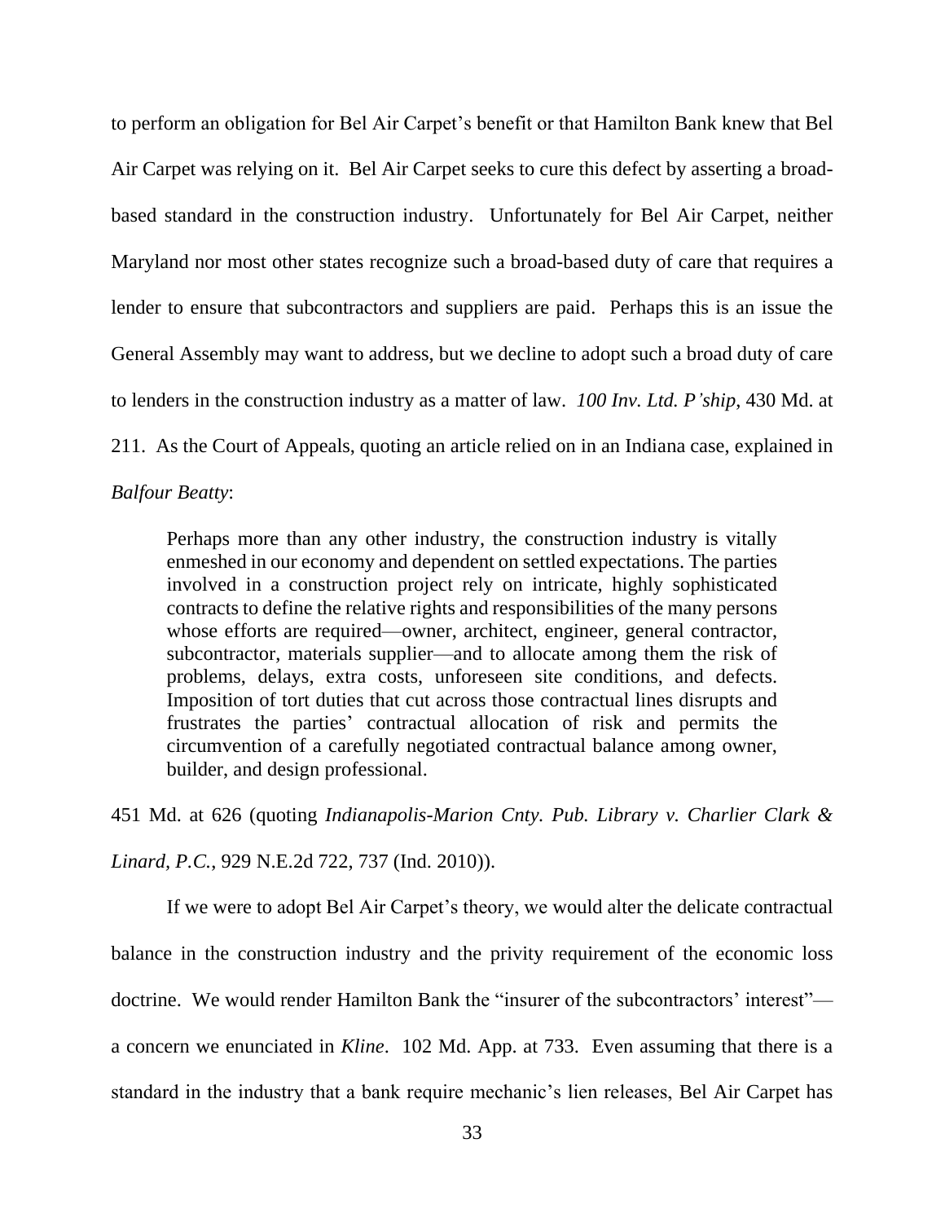to perform an obligation for Bel Air Carpet's benefit or that Hamilton Bank knew that Bel Air Carpet was relying on it. Bel Air Carpet seeks to cure this defect by asserting a broad-based standard in the construction industry. Unfortunately for Bel Air Carpet, neither Maryland nor most other states recognize such a broad-based duty of care that requires a lender to ensure that subcontractors and suppliers are paid. Perhaps this is an issue the General Assembly may want to address, but we decline to adopt such a broad duty of care to lenders in the construction industry as a matter of law. *100 Inv. Ltd. P'ship*, 430 Md. at 211. As the Court of Appeals, quoting an article relied on in an Indiana case, explained in *Balfour Beatty*:

> Perhaps more than any other industry, the construction industry is vitally enmeshed in our economy and dependent on settled expectations. The parties involved in a construction project rely on intricate, highly sophisticated contracts to define the relative rights and responsibilities of the many persons whose efforts are required—owner, architect, engineer, general contractor, subcontractor, materials supplier—and to allocate among them the risk of problems, delays, extra costs, unforeseen site conditions, and defects. Imposition of tort duties that cut across those contractual lines disrupts and frustrates the parties' contractual allocation of risk and permits the circumvention of a carefully negotiated contractual balance among owner, builder, and design professional.

451 Md. at 626 (quoting *Indianapolis-Marion Cnty. Pub. Library v. Charlier Clark & Linard, P.C.*, 929 N.E.2d 722, 737 (Ind. 2010)).

If we were to adopt Bel Air Carpet's theory, we would alter the delicate contractual balance in the construction industry and the privity requirement of the economic loss doctrine. We would render Hamilton Bank the "insurer of the subcontractors' interest"—a concern we enunciated in *Kline*. 102 Md. App. at 733. Even assuming that there is a standard in the industry that a bank require mechanic's lien releases, Bel Air Carpet has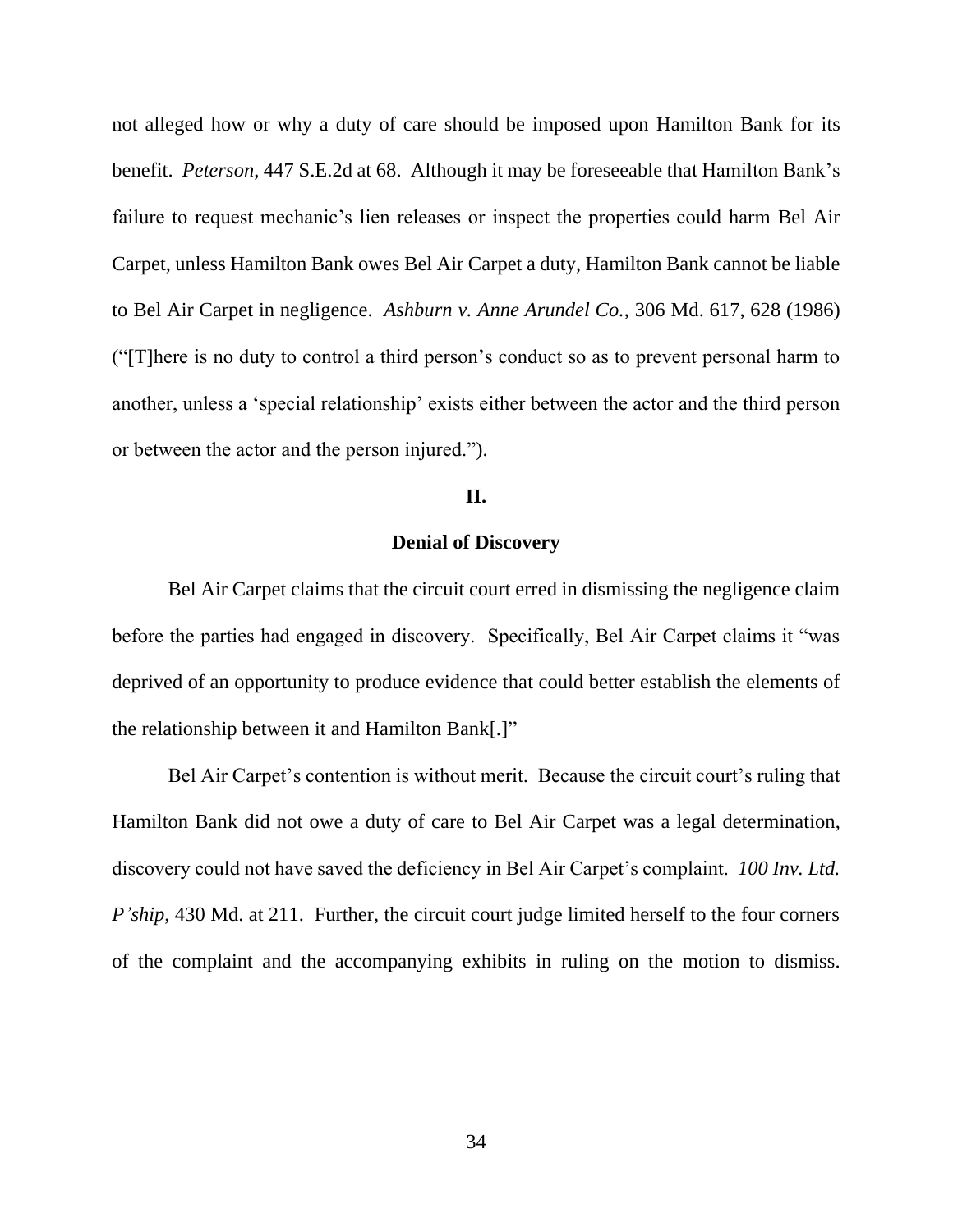not alleged how or why a duty of care should be imposed upon Hamilton Bank for its benefit. *Peterson*, 447 S.E.2d at 68. Although it may be foreseeable that Hamilton Bank's failure to request mechanic's lien releases or inspect the properties could harm Bel Air Carpet, unless Hamilton Bank owes Bel Air Carpet a duty, Hamilton Bank cannot be liable to Bel Air Carpet in negligence. *Ashburn v. Anne Arundel Co.*, 306 Md. 617, 628 (1986) ("[T]here is no duty to control a third person's conduct so as to prevent personal harm to another, unless a 'special relationship' exists either between the actor and the third person or between the actor and the person injured.").

## II.

## Denial of Discovery

Bel Air Carpet claims that the circuit court erred in dismissing the negligence claim before the parties had engaged in discovery. Specifically, Bel Air Carpet claims it "was deprived of an opportunity to produce evidence that could better establish the elements of the relationship between it and Hamilton Bank[.]"

Bel Air Carpet's contention is without merit. Because the circuit court's ruling that Hamilton Bank did not owe a duty of care to Bel Air Carpet was a legal determination, discovery could not have saved the deficiency in Bel Air Carpet's complaint. *100 Inv. Ltd. P'ship*, 430 Md. at 211. Further, the circuit court judge limited herself to the four corners of the complaint and the accompanying exhibits in ruling on the motion to dismiss.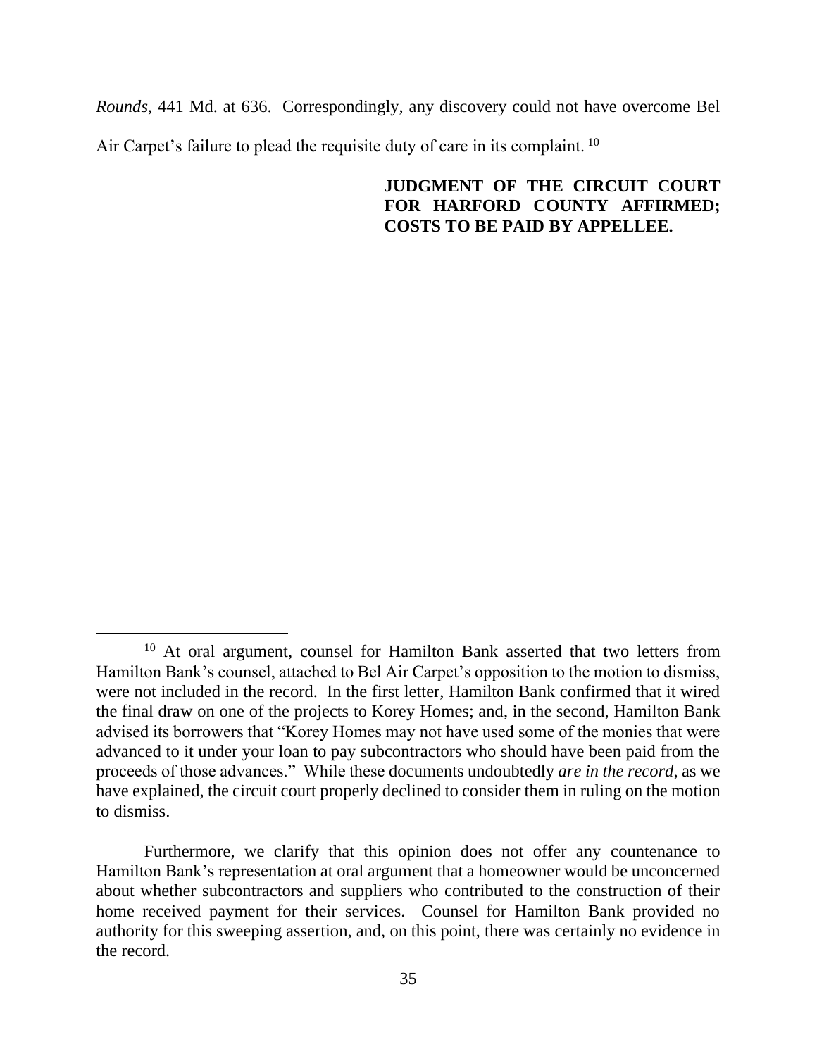*Rounds*, 441 Md. at 636. Correspondingly, any discovery could not have overcome Bel Air Carpet's failure to plead the requisite duty of care in its complaint. [10]

**JUDGMENT OF THE CIRCUIT COURT FOR HARFORD COUNTY AFFIRMED; COSTS TO BE PAID BY APPELLEE.**

---

[10] At oral argument, counsel for Hamilton Bank asserted that two letters from Hamilton Bank's counsel, attached to Bel Air Carpet's opposition to the motion to dismiss, were not included in the record. In the first letter, Hamilton Bank confirmed that it wired the final draw on one of the projects to Korey Homes; and, in the second, Hamilton Bank advised its borrowers that "Korey Homes may not have used some of the monies that were advanced to it under your loan to pay subcontractors who should have been paid from the proceeds of those advances." While these documents undoubtedly *are in the record*, as we have explained, the circuit court properly declined to consider them in ruling on the motion to dismiss.

Furthermore, we clarify that this opinion does not offer any countenance to Hamilton Bank's representation at oral argument that a homeowner would be unconcerned about whether subcontractors and suppliers who contributed to the construction of their home received payment for their services. Counsel for Hamilton Bank provided no authority for this sweeping assertion, and, on this point, there was certainly no evidence in the record.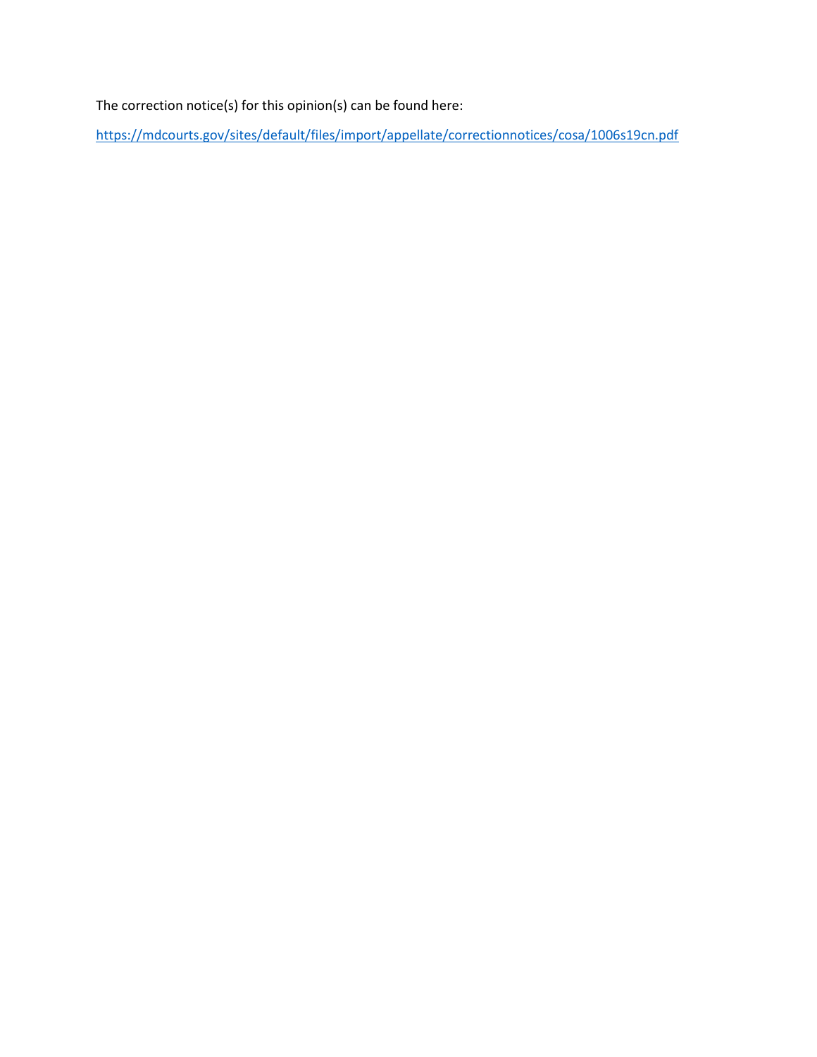The correction notice(s) for this opinion(s) can be found here:

https://mdcourts.gov/sites/default/files/import/appellate/correctionnotices/cosa/1006s19cn.pdf